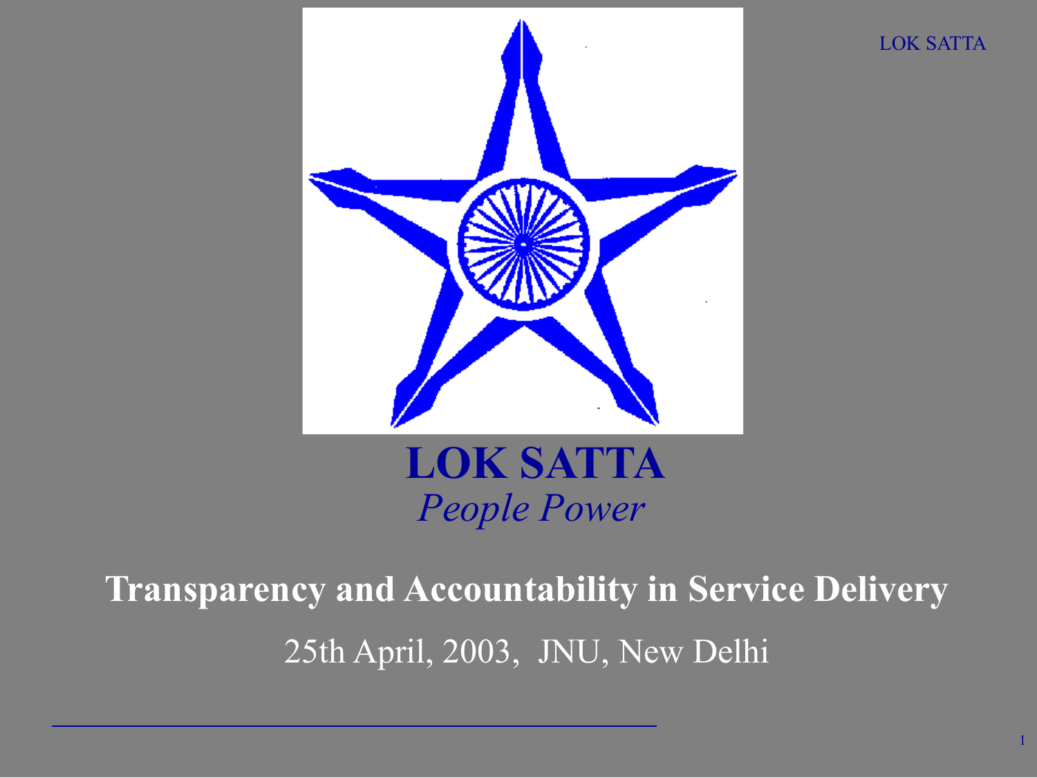# LOK SATTA

*People Power*

## Transparency and Accountability in Service Delivery

25th April, 2003, JNU, New Delhi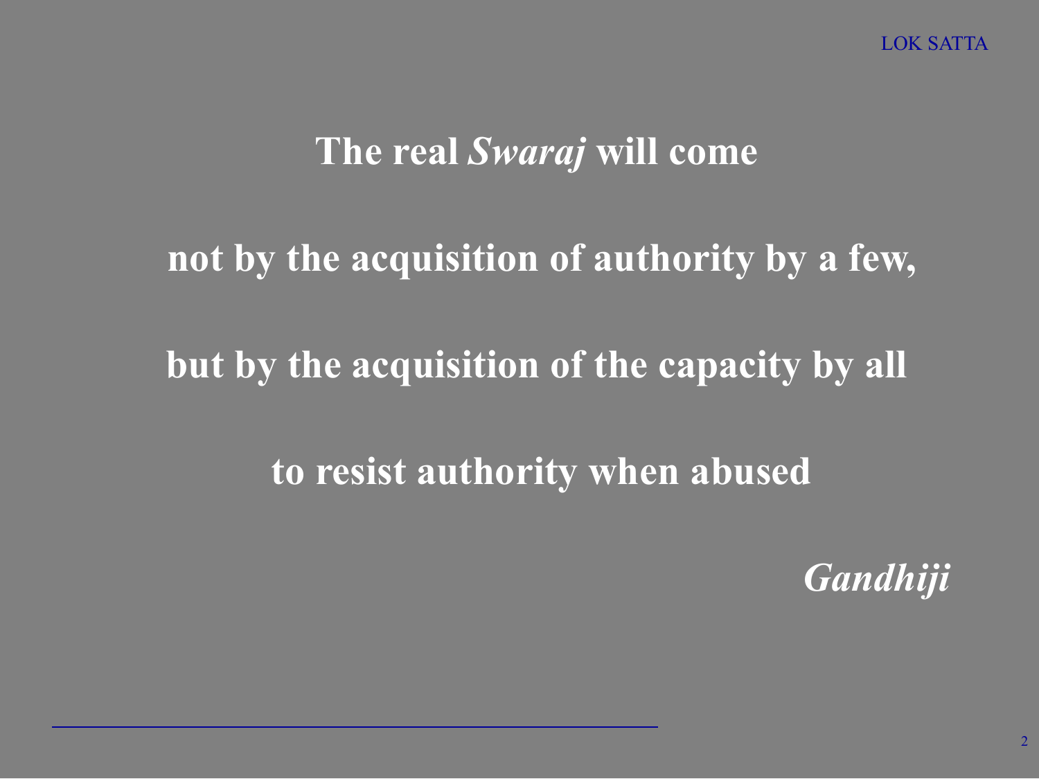**The real *Swaraj* will come**

**not by the acquisition of authority by a few,**

**but by the acquisition of the capacity by all**

**to resist authority when abused**

***Gandhiji***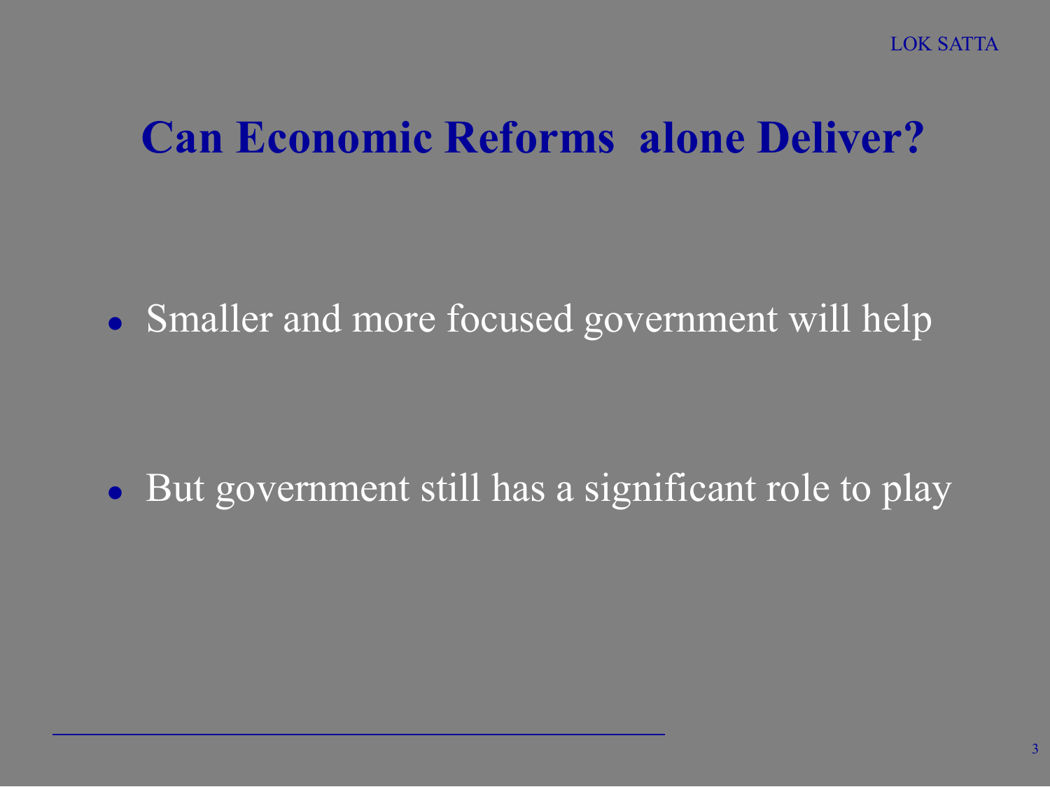# Can Economic Reforms alone Deliver?

- Smaller and more focused government will help

- But government still has a significant role to play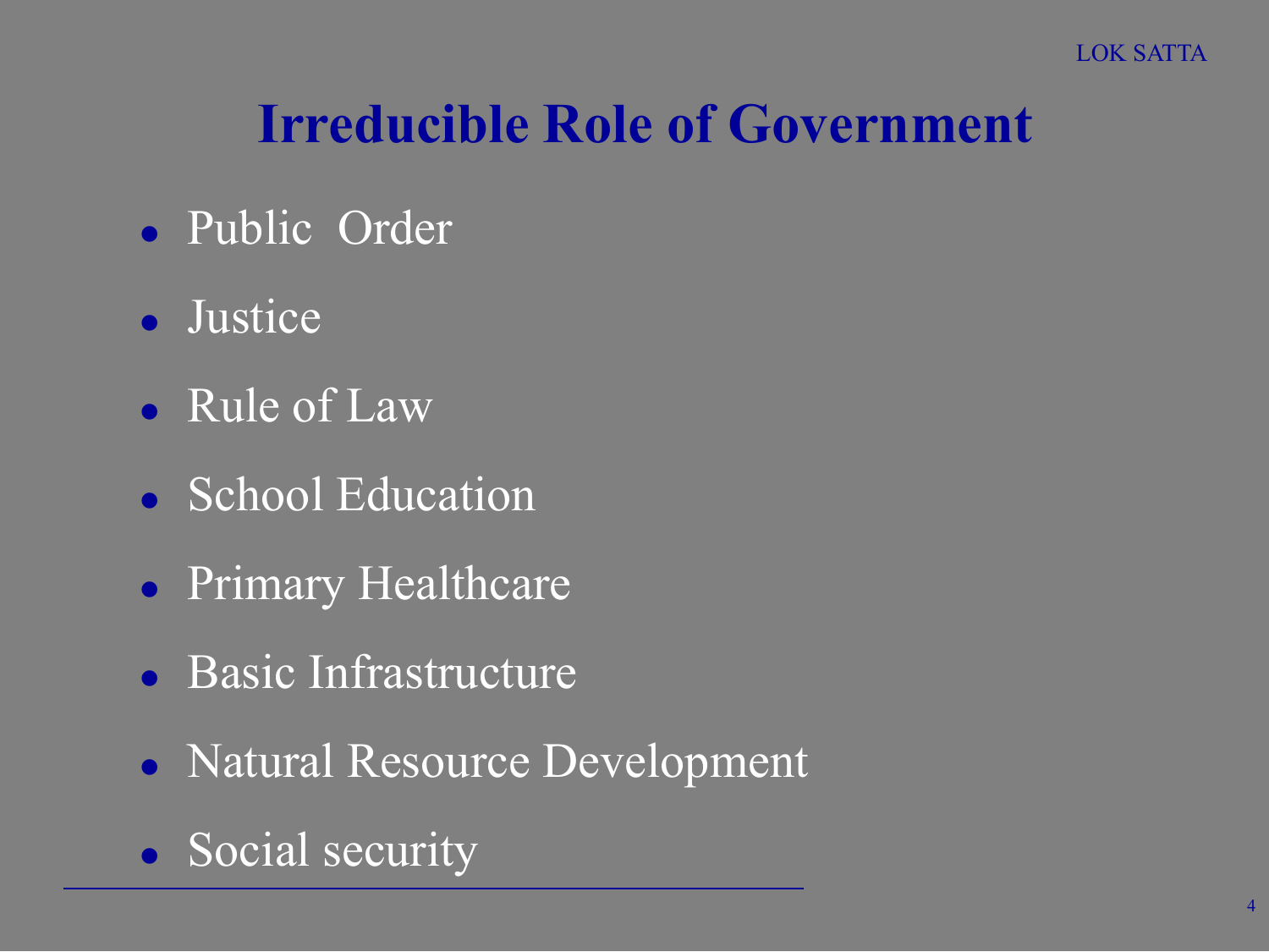# Irreducible Role of Government

- Public Order
- Justice
- Rule of Law
- School Education
- Primary Healthcare
- Basic Infrastructure
- Natural Resource Development
- Social security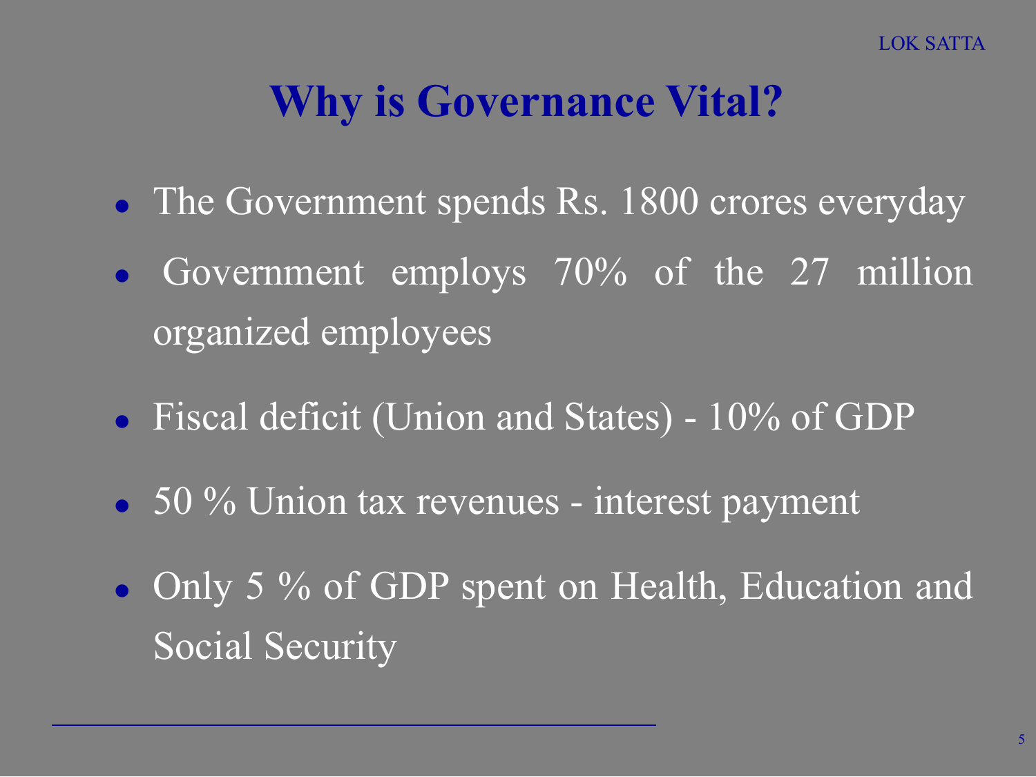# Why is Governance Vital?

- The Government spends Rs. 1800 crores everyday
- Government employs 70% of the 27 million organized employees
- Fiscal deficit (Union and States) - 10% of GDP
- 50 % Union tax revenues - interest payment
- Only 5 % of GDP spent on Health, Education and Social Security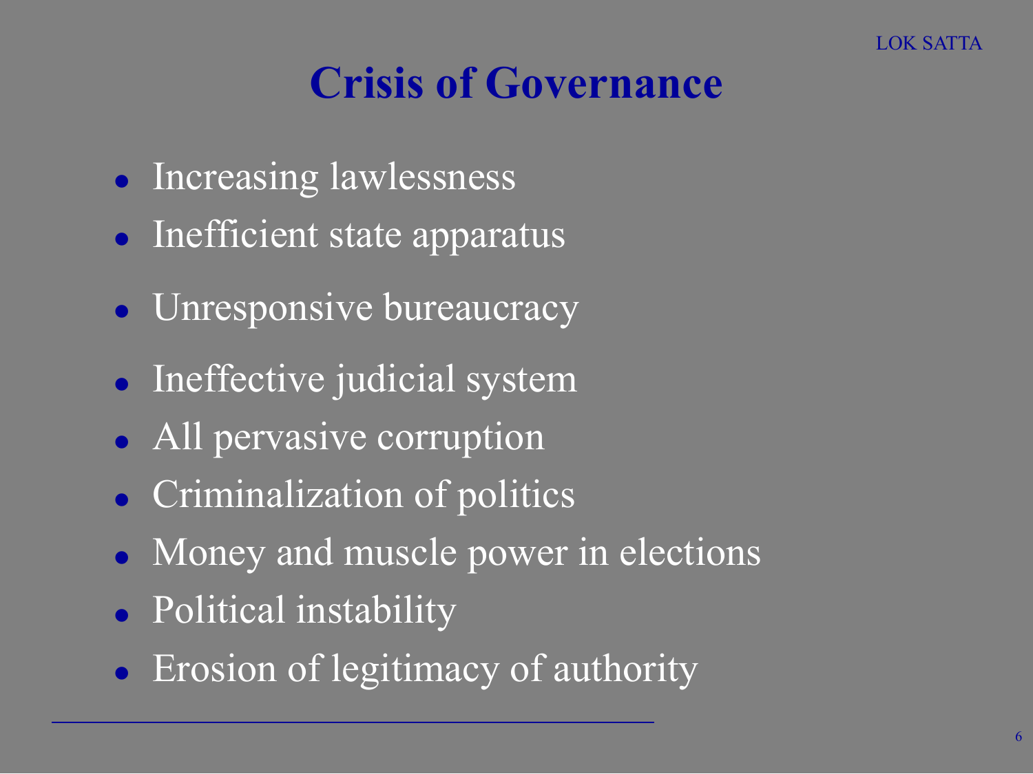# Crisis of Governance

- Increasing lawlessness
- Inefficient state apparatus
- Unresponsive bureaucracy
- Ineffective judicial system
- All pervasive corruption
- Criminalization of politics
- Money and muscle power in elections
- Political instability
- Erosion of legitimacy of authority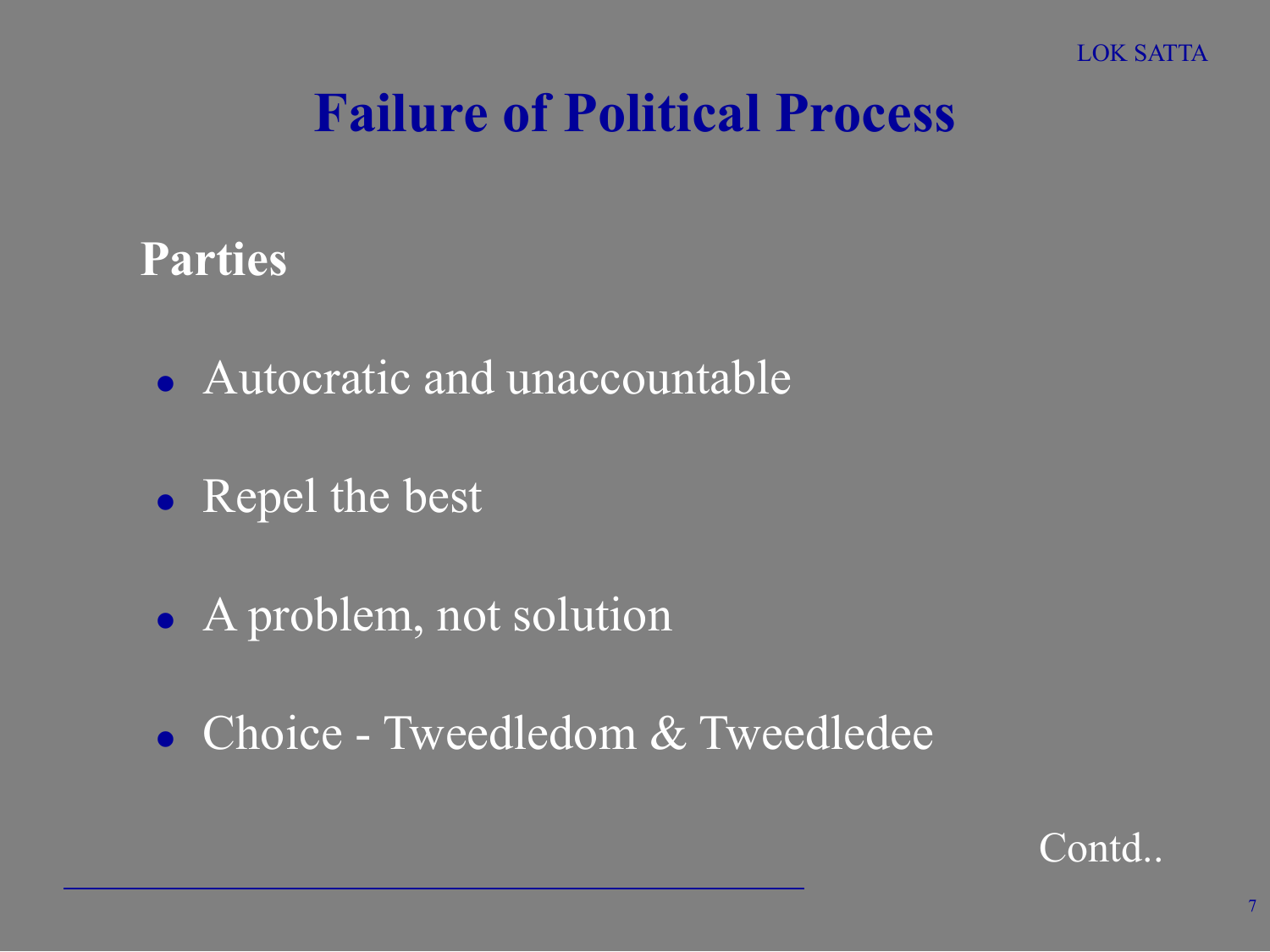# Failure of Political Process

## Parties

- Autocratic and unaccountable
- Repel the best
- A problem, not solution
- Choice - Tweedledom & Tweedledee

Contd..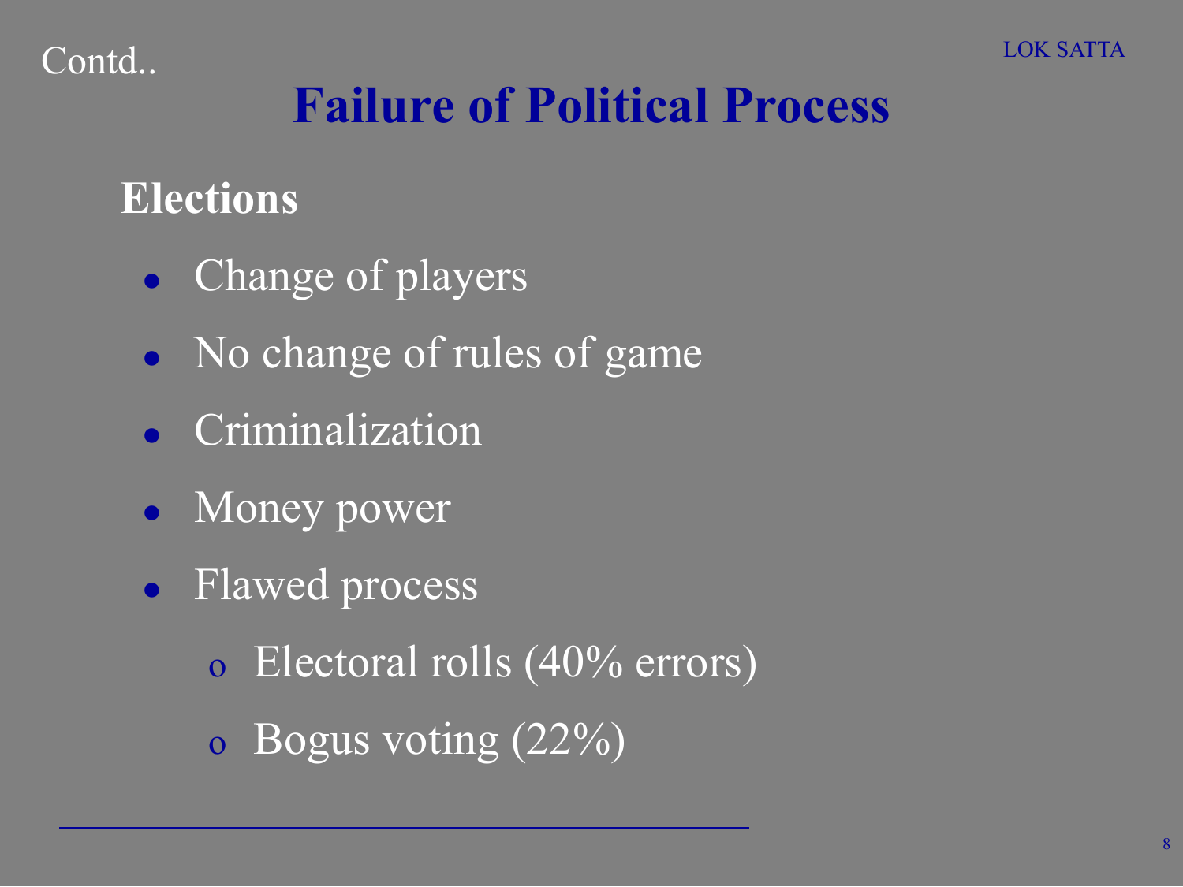Contd..

# Failure of Political Process

## Elections

- Change of players
- No change of rules of game
- Criminalization
- Money power
- Flawed process
  - Electoral rolls (40% errors)
  - Bogus voting (22%)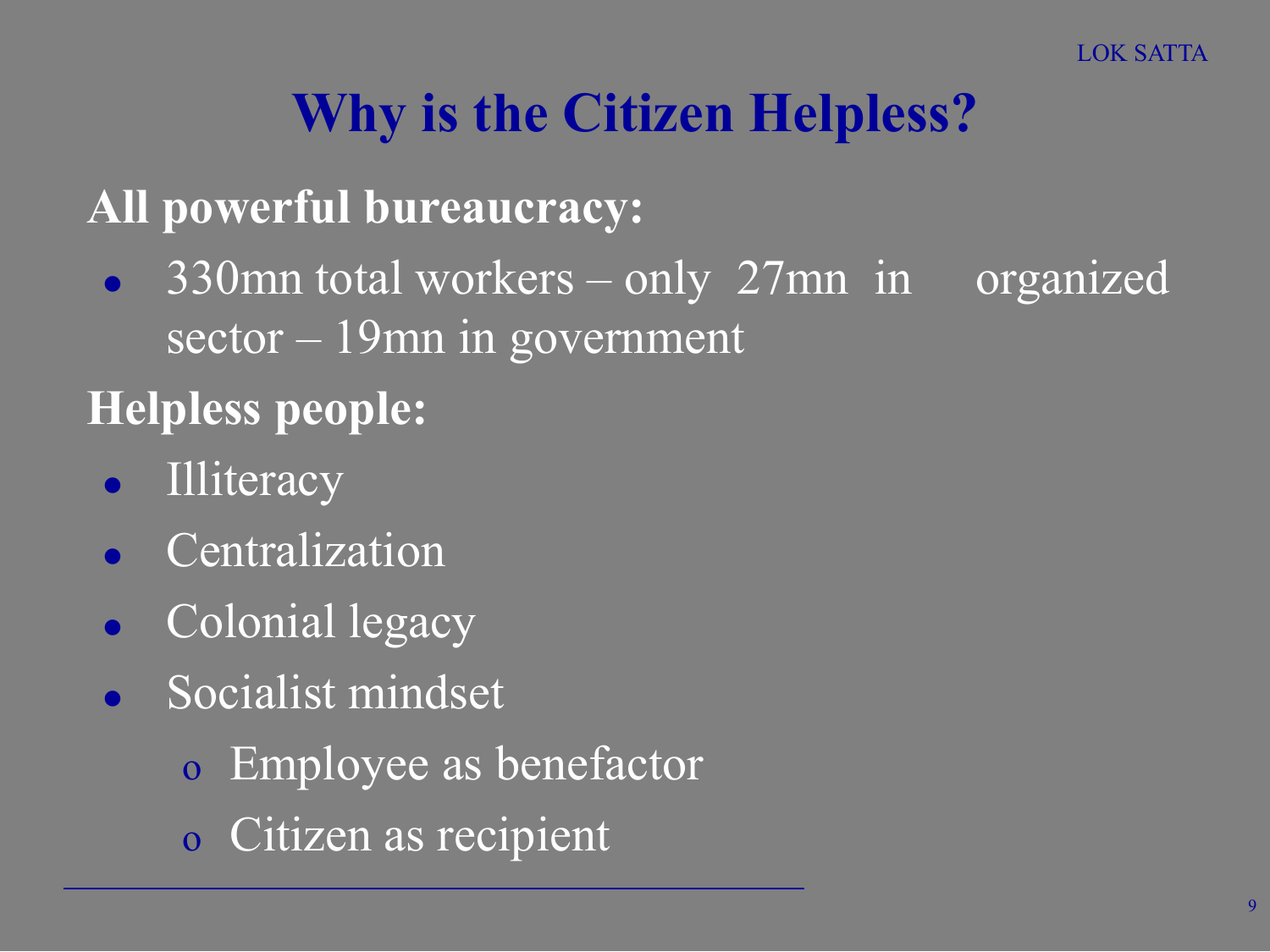# Why is the Citizen Helpless?

**All powerful bureaucracy:**

- 330mn total workers – only 27mn in organized sector – 19mn in government

**Helpless people:**

- Illiteracy
- Centralization
- Colonial legacy
- Socialist mindset
  - Employee as benefactor
  - Citizen as recipient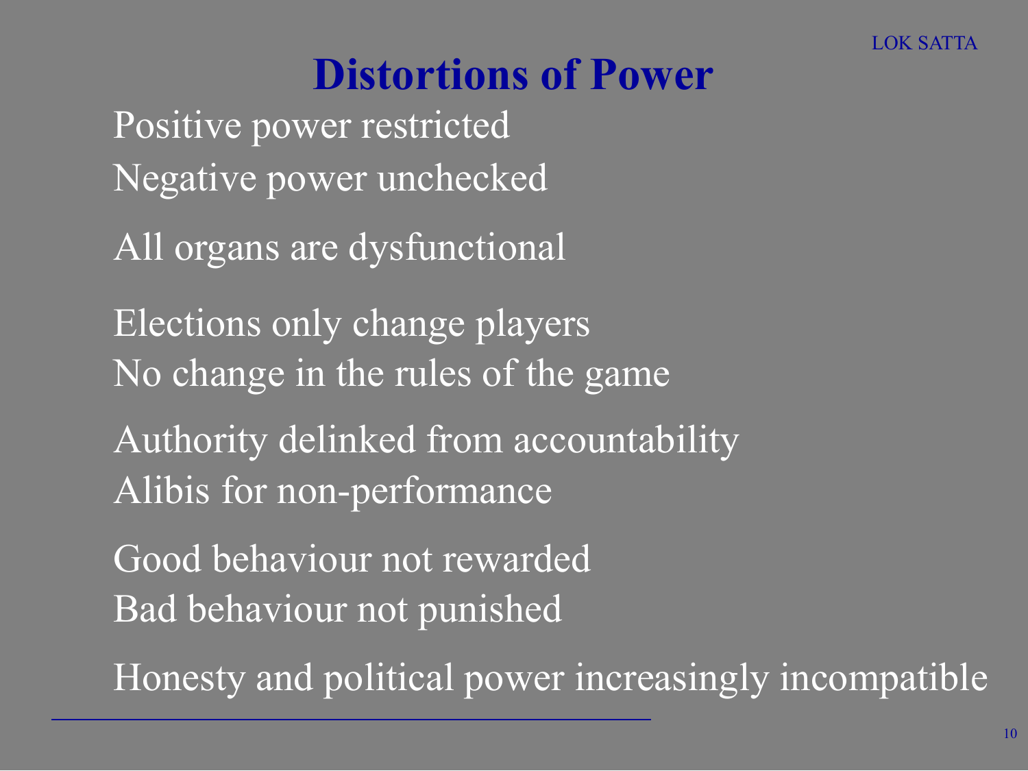# Distortions of Power

Positive power restricted
Negative power unchecked

All organs are dysfunctional

Elections only change players
No change in the rules of the game

Authority delinked from accountability
Alibis for non-performance

Good behaviour not rewarded
Bad behaviour not punished

Honesty and political power increasingly incompatible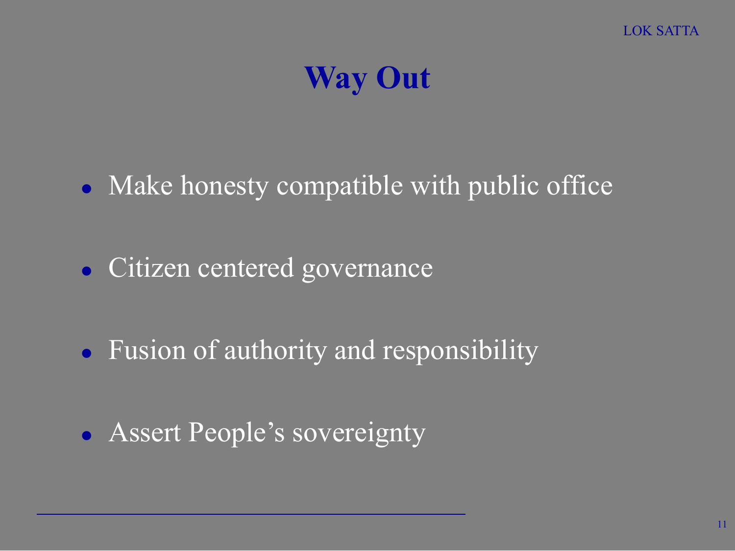# Way Out

- Make honesty compatible with public office
- Citizen centered governance
- Fusion of authority and responsibility
- Assert People's sovereignty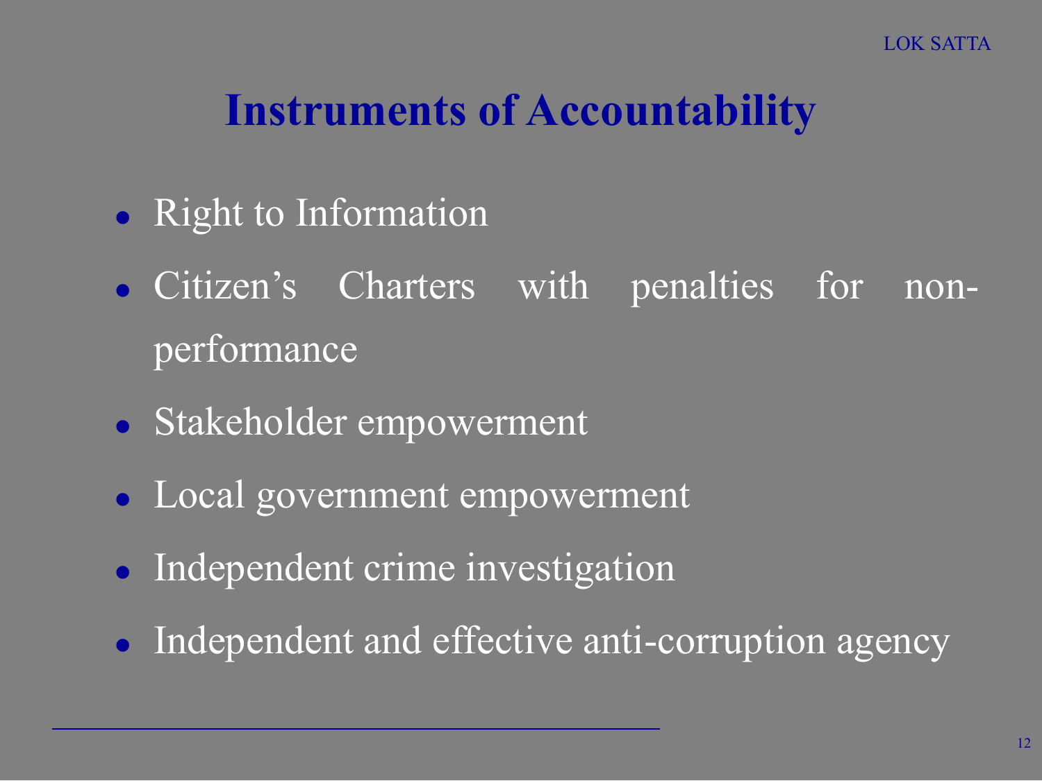# Instruments of Accountability

- Right to Information
- Citizen's Charters with penalties for non-performance
- Stakeholder empowerment
- Local government empowerment
- Independent crime investigation
- Independent and effective anti-corruption agency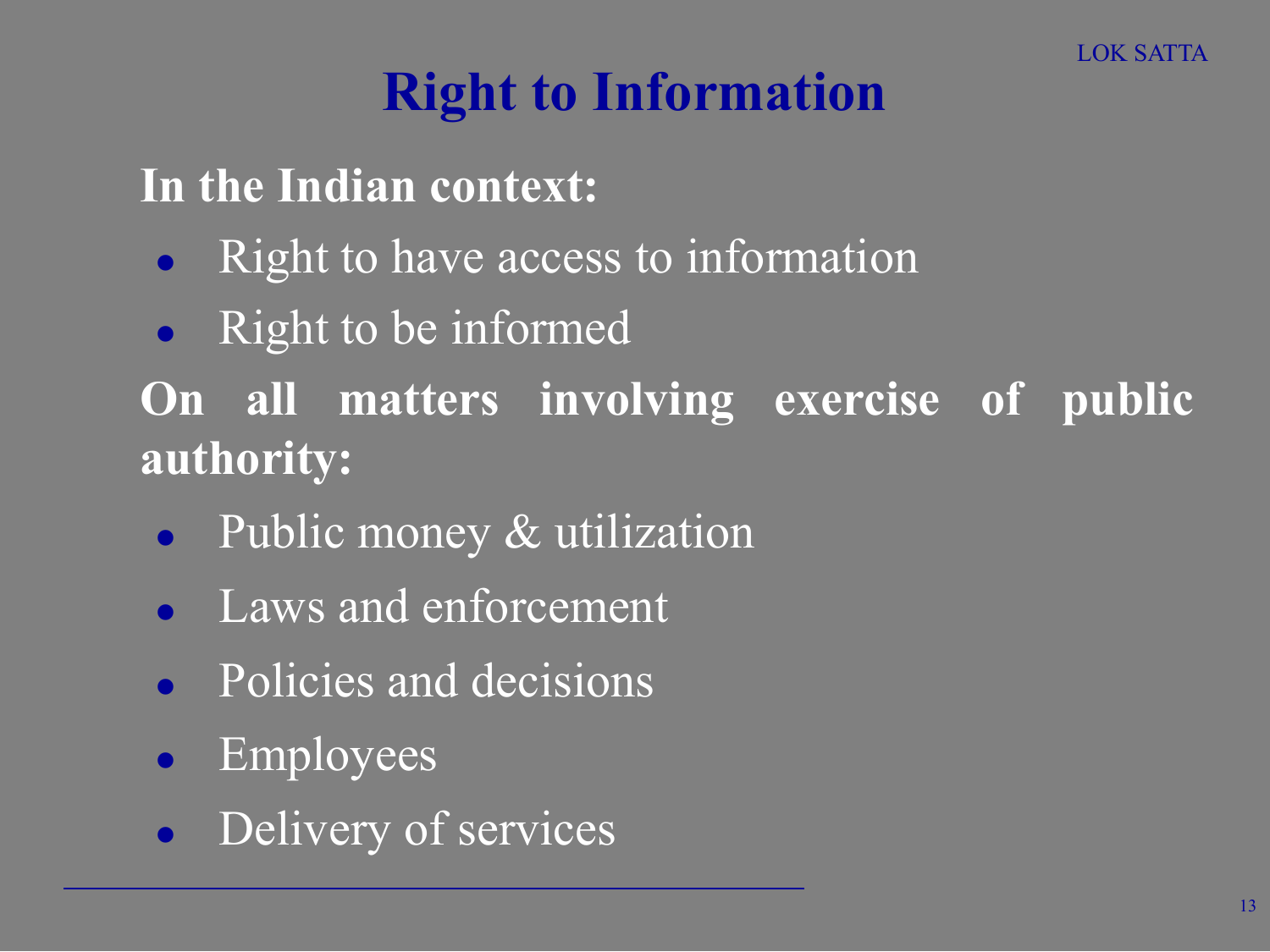# Right to Information

**In the Indian context:**

- Right to have access to information
- Right to be informed

**On all matters involving exercise of public authority:**

- Public money & utilization
- Laws and enforcement
- Policies and decisions
- Employees
- Delivery of services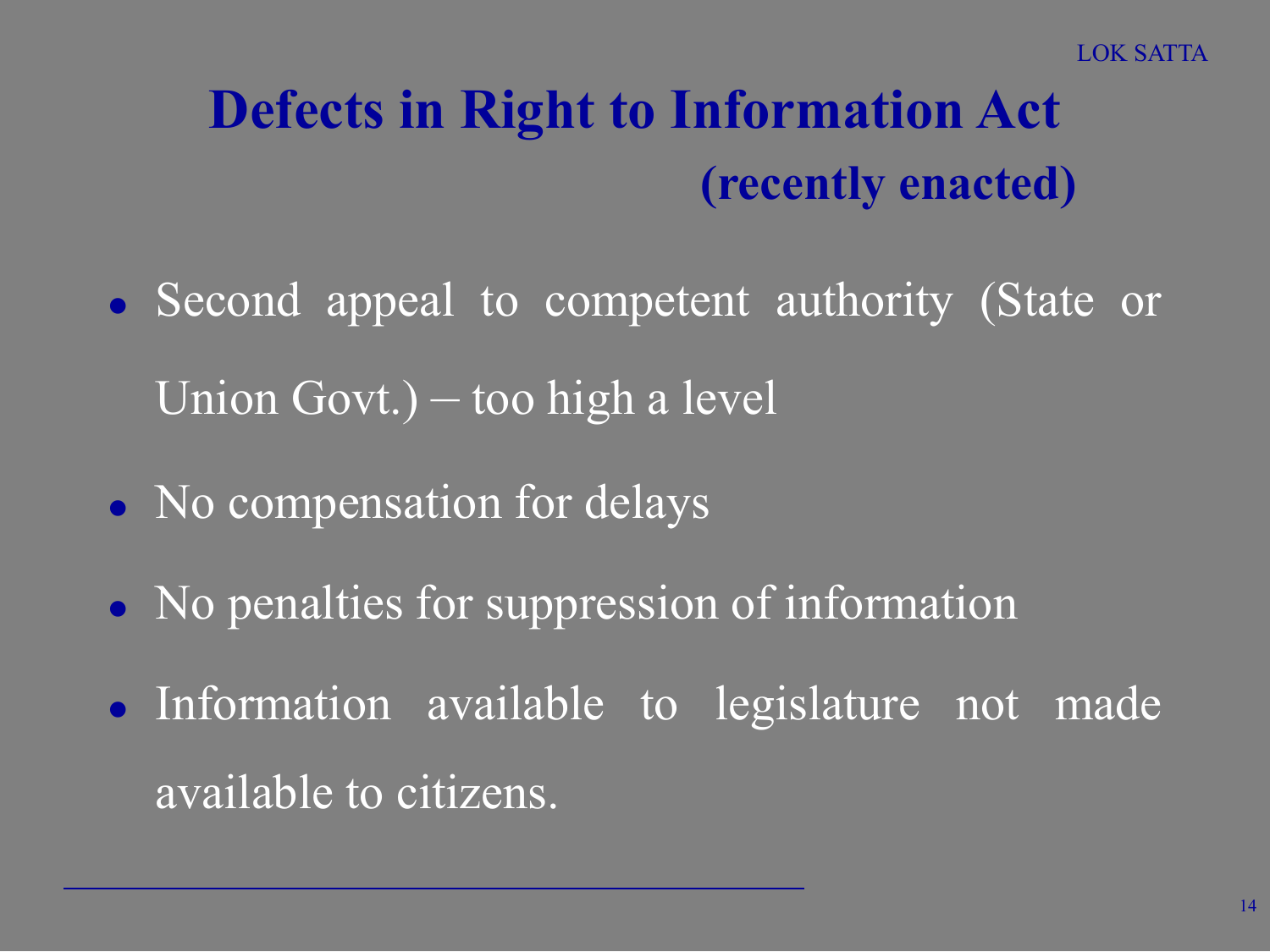# Defects in Right to Information Act (recently enacted)

- Second appeal to competent authority (State or Union Govt.) – too high a level
- No compensation for delays
- No penalties for suppression of information
- Information available to legislature not made available to citizens.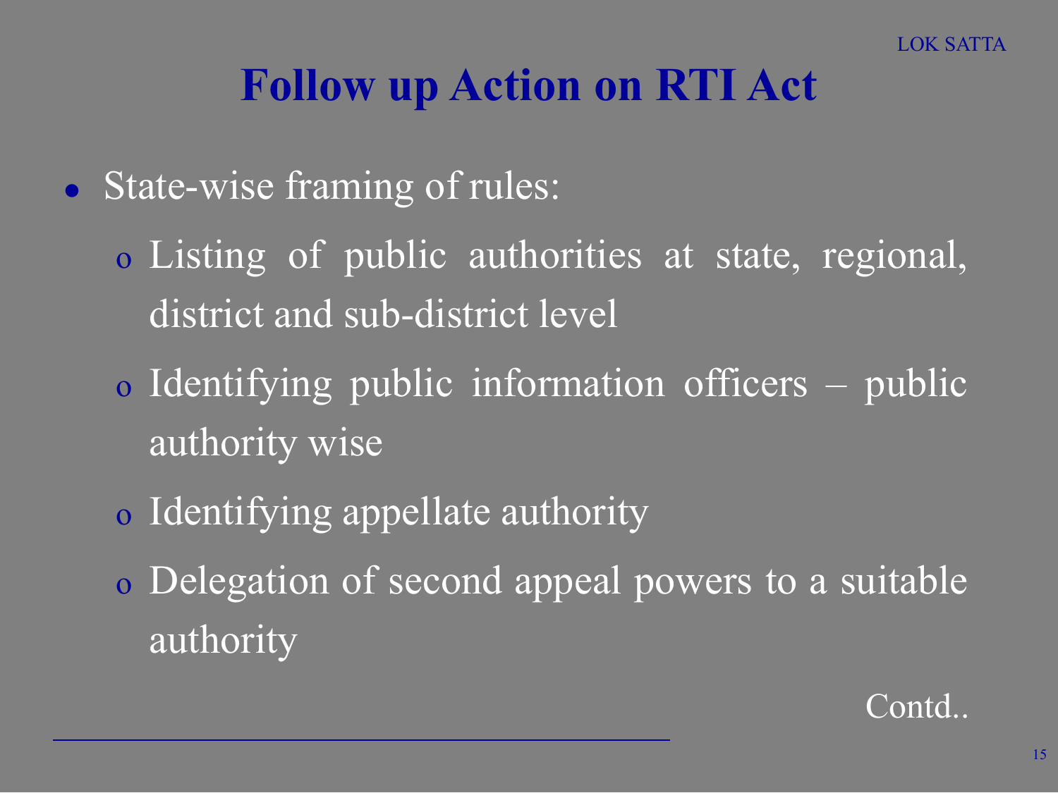# Follow up Action on RTI Act

- State-wise framing of rules:
  - Listing of public authorities at state, regional, district and sub-district level
  - Identifying public information officers – public authority wise
  - Identifying appellate authority
  - Delegation of second appeal powers to a suitable authority

Contd..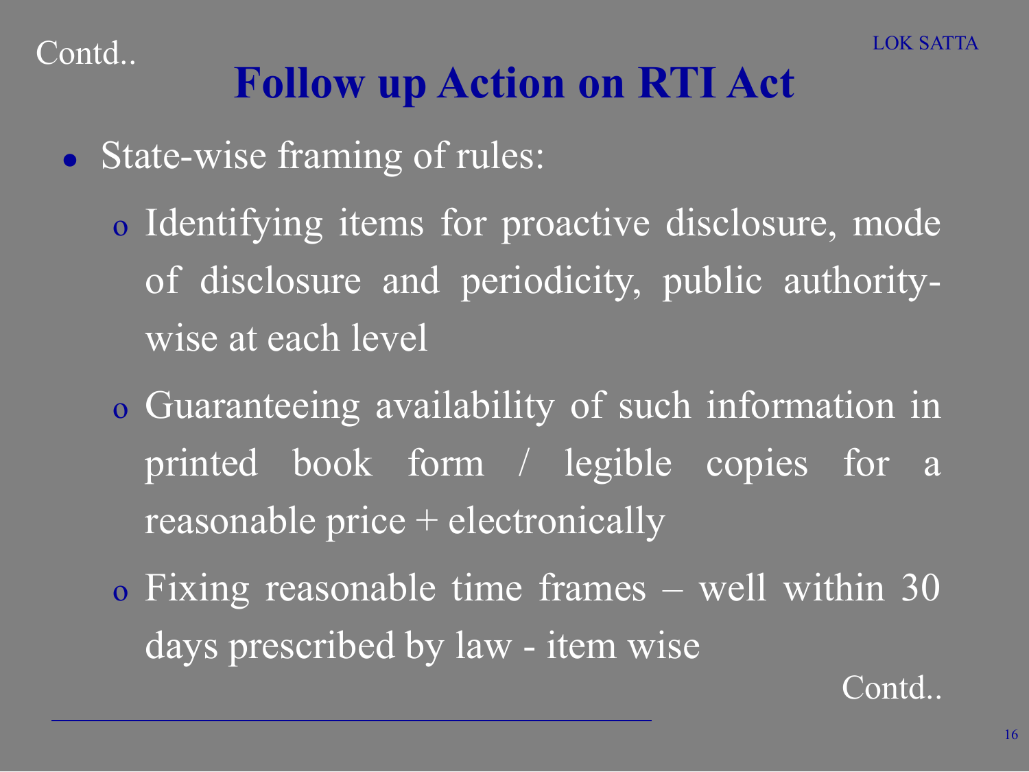Contd..

# Follow up Action on RTI Act

- State-wise framing of rules:
  - Identifying items for proactive disclosure, mode of disclosure and periodicity, public authority-wise at each level
  - Guaranteeing availability of such information in printed book form / legible copies for a reasonable price + electronically
  - Fixing reasonable time frames – well within 30 days prescribed by law - item wise

Contd..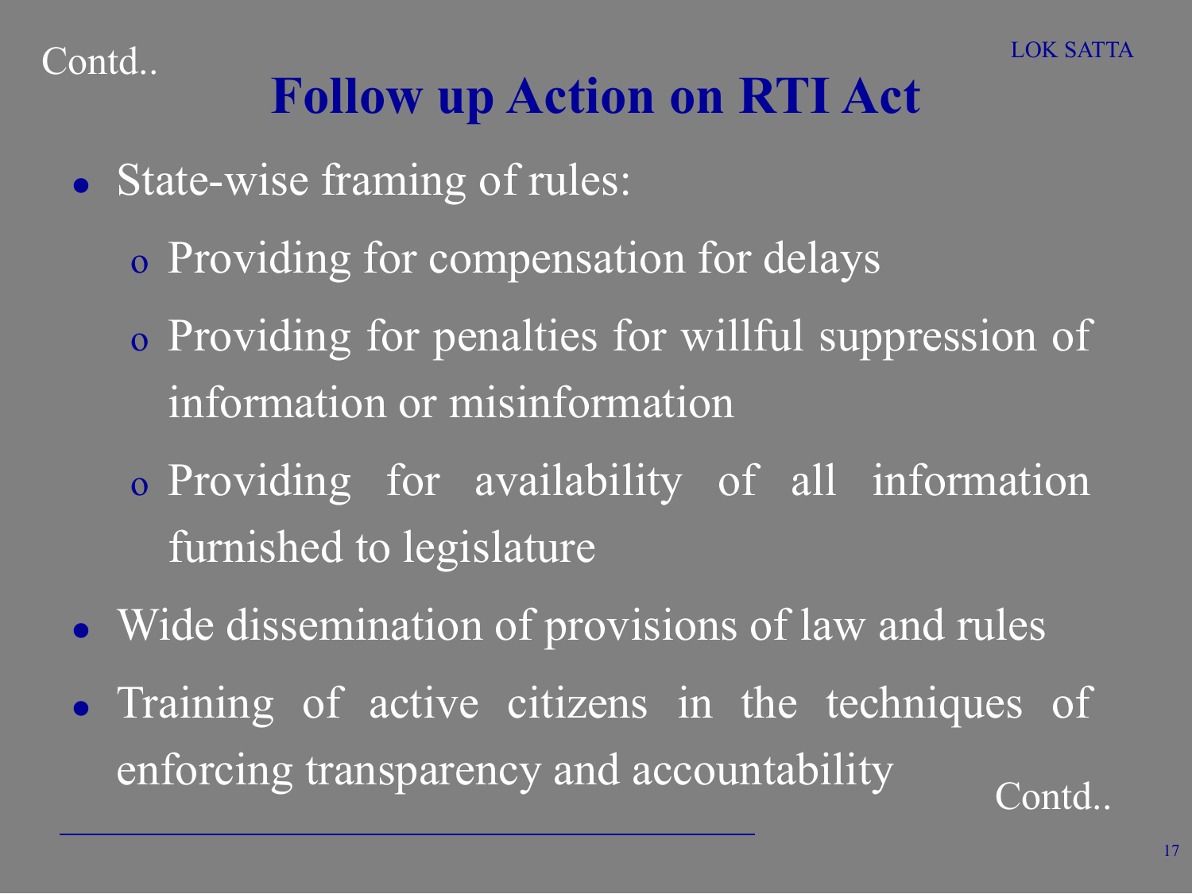Contd..

# Follow up Action on RTI Act

- State-wise framing of rules:
  - Providing for compensation for delays
  - Providing for penalties for willful suppression of information or misinformation
  - Providing for availability of all information furnished to legislature
- Wide dissemination of provisions of law and rules
- Training of active citizens in the techniques of enforcing transparency and accountability

Contd..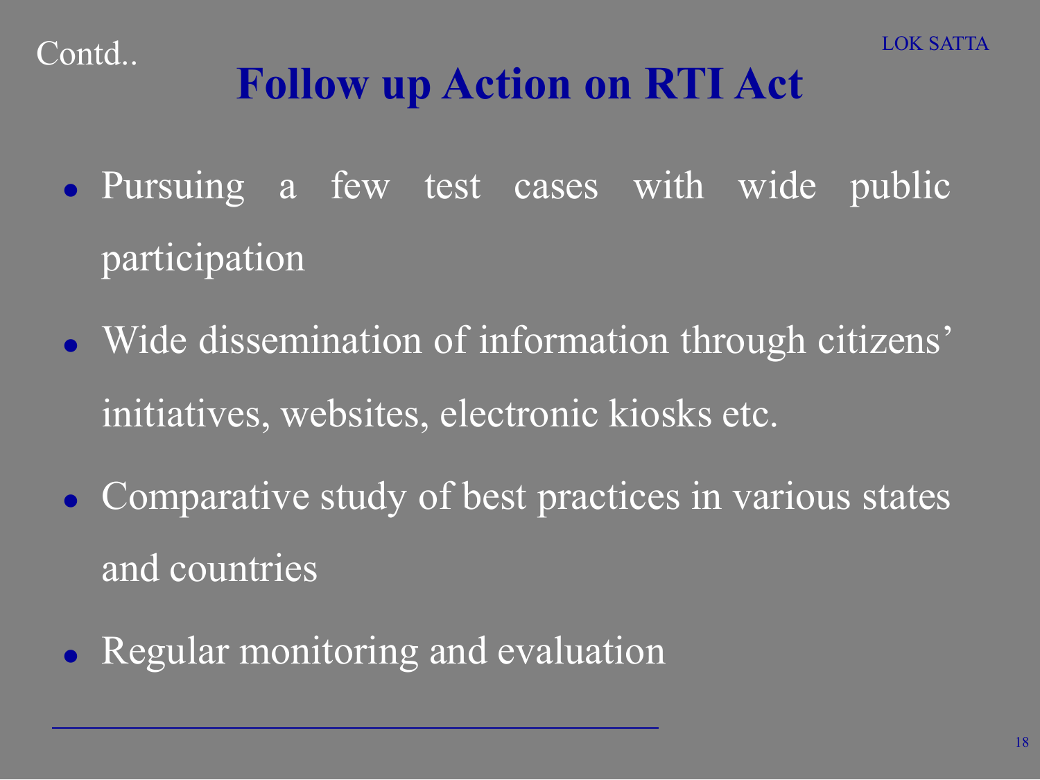Contd..

# Follow up Action on RTI Act

- Pursuing a few test cases with wide public participation
- Wide dissemination of information through citizens' initiatives, websites, electronic kiosks etc.
- Comparative study of best practices in various states and countries
- Regular monitoring and evaluation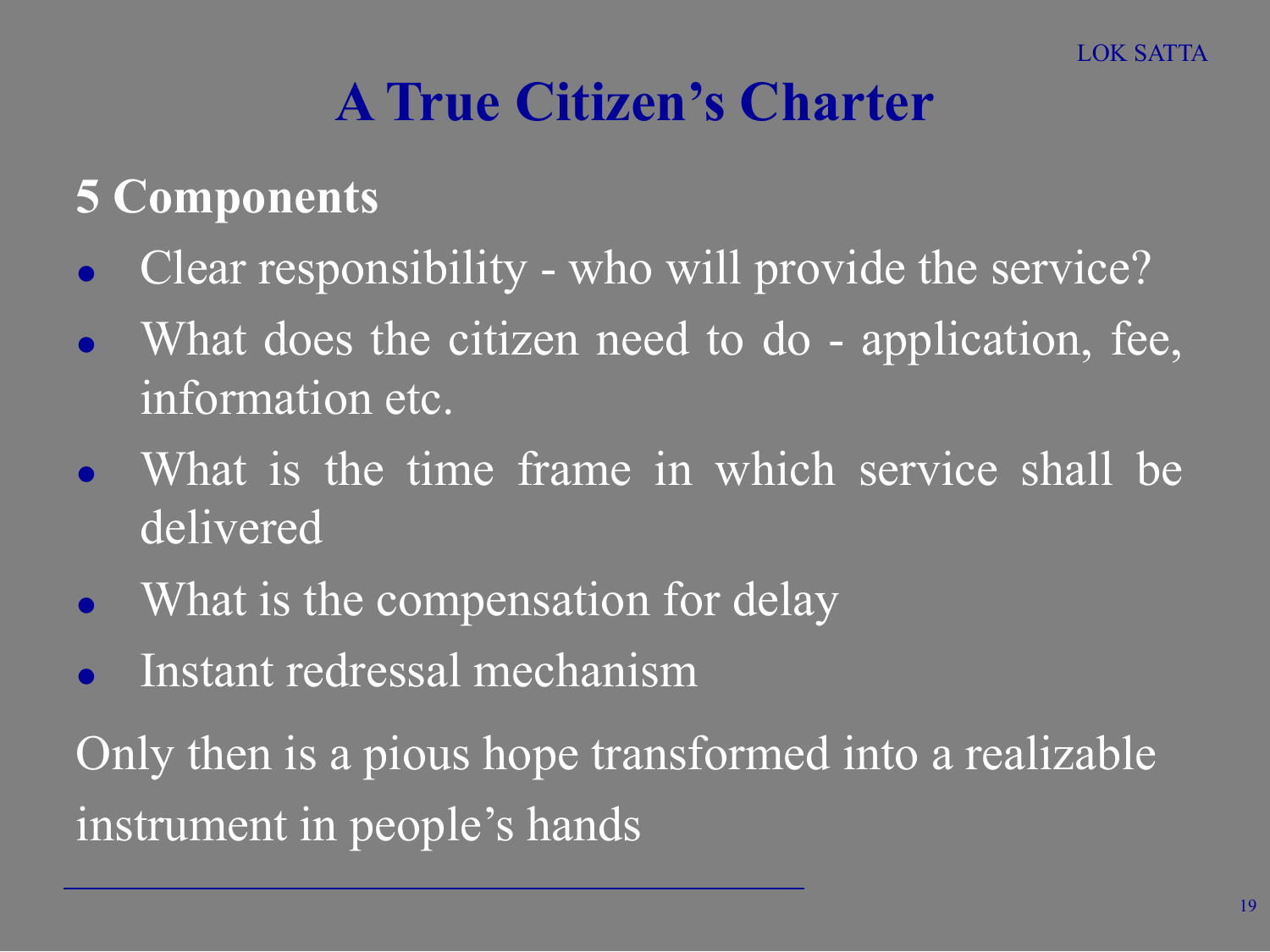# A True Citizen's Charter

**5 Components**

- Clear responsibility - who will provide the service?
- What does the citizen need to do - application, fee, information etc.
- What is the time frame in which service shall be delivered
- What is the compensation for delay
- Instant redressal mechanism

Only then is a pious hope transformed into a realizable instrument in people's hands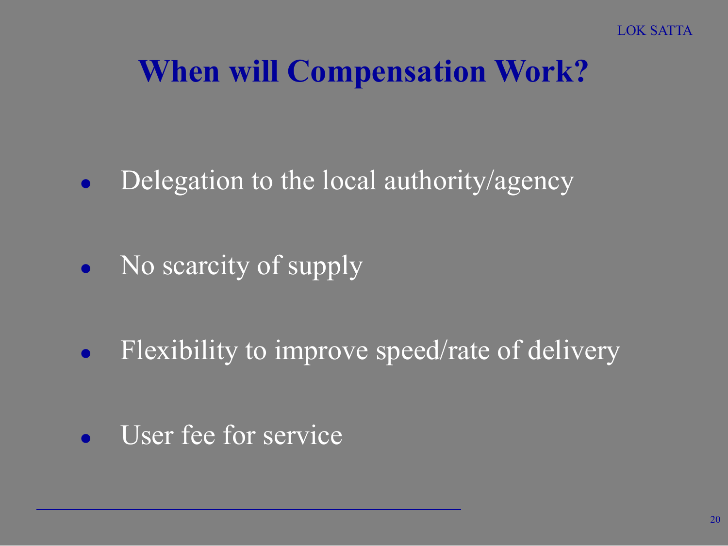# When will Compensation Work?

- Delegation to the local authority/agency
- No scarcity of supply
- Flexibility to improve speed/rate of delivery
- User fee for service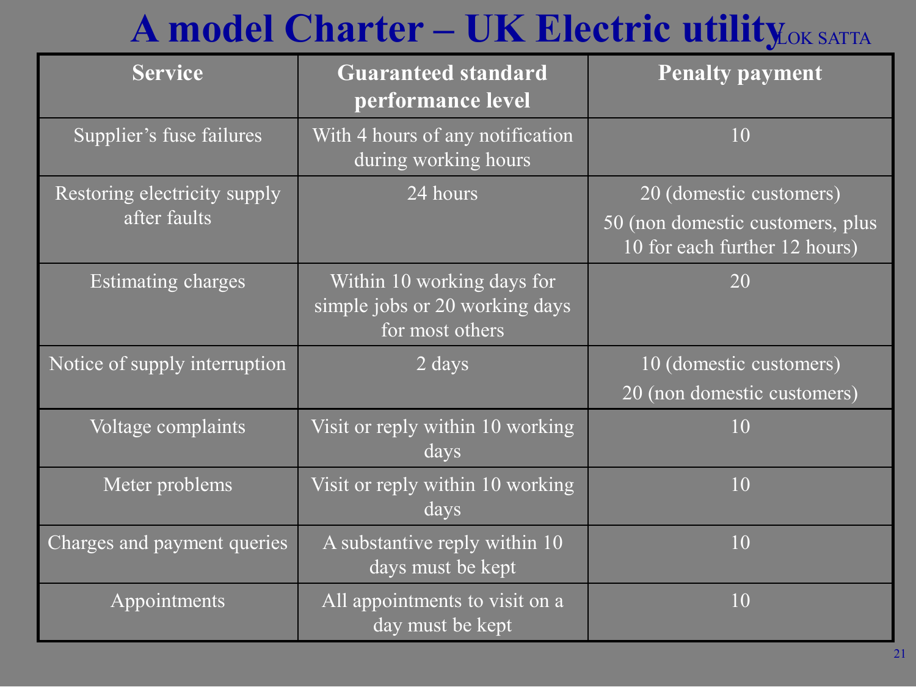# A model Charter – UK Electric utility

| Service | Guaranteed standard performance level | Penalty payment |
|---|---|---|
| Supplier's fuse failures | With 4 hours of any notification during working hours | 10 |
| Restoring electricity supply after faults | 24 hours | 20 (domestic customers)<br>50 (non domestic customers, plus 10 for each further 12 hours) |
| Estimating charges | Within 10 working days for simple jobs or 20 working days for most others | 20 |
| Notice of supply interruption | 2 days | 10 (domestic customers)<br>20 (non domestic customers) |
| Voltage complaints | Visit or reply within 10 working days | 10 |
| Meter problems | Visit or reply within 10 working days | 10 |
| Charges and payment queries | A substantive reply within 10 days must be kept | 10 |
| Appointments | All appointments to visit on a day must be kept | 10 |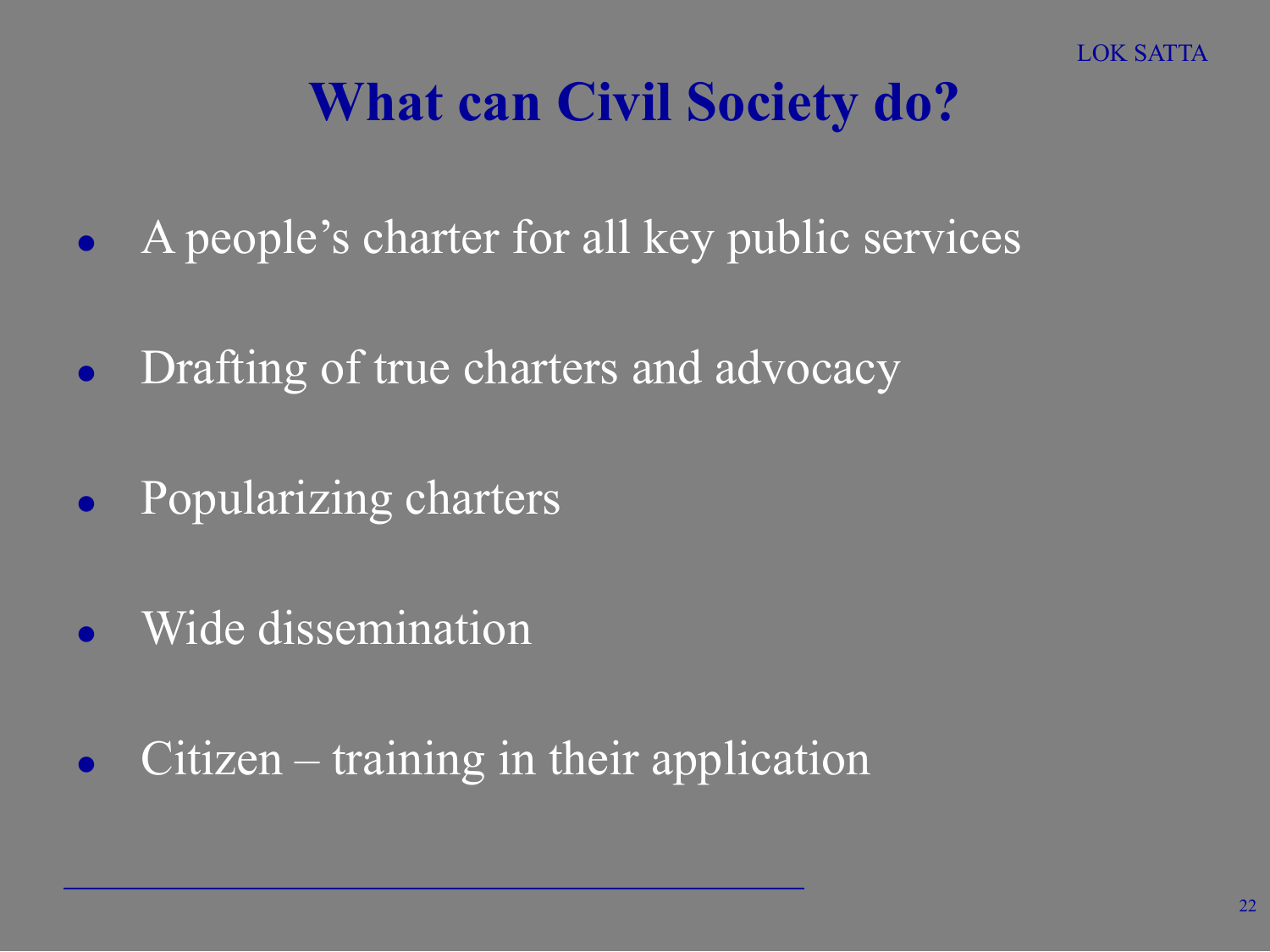# What can Civil Society do?

- A people's charter for all key public services
- Drafting of true charters and advocacy
- Popularizing charters
- Wide dissemination
- Citizen – training in their application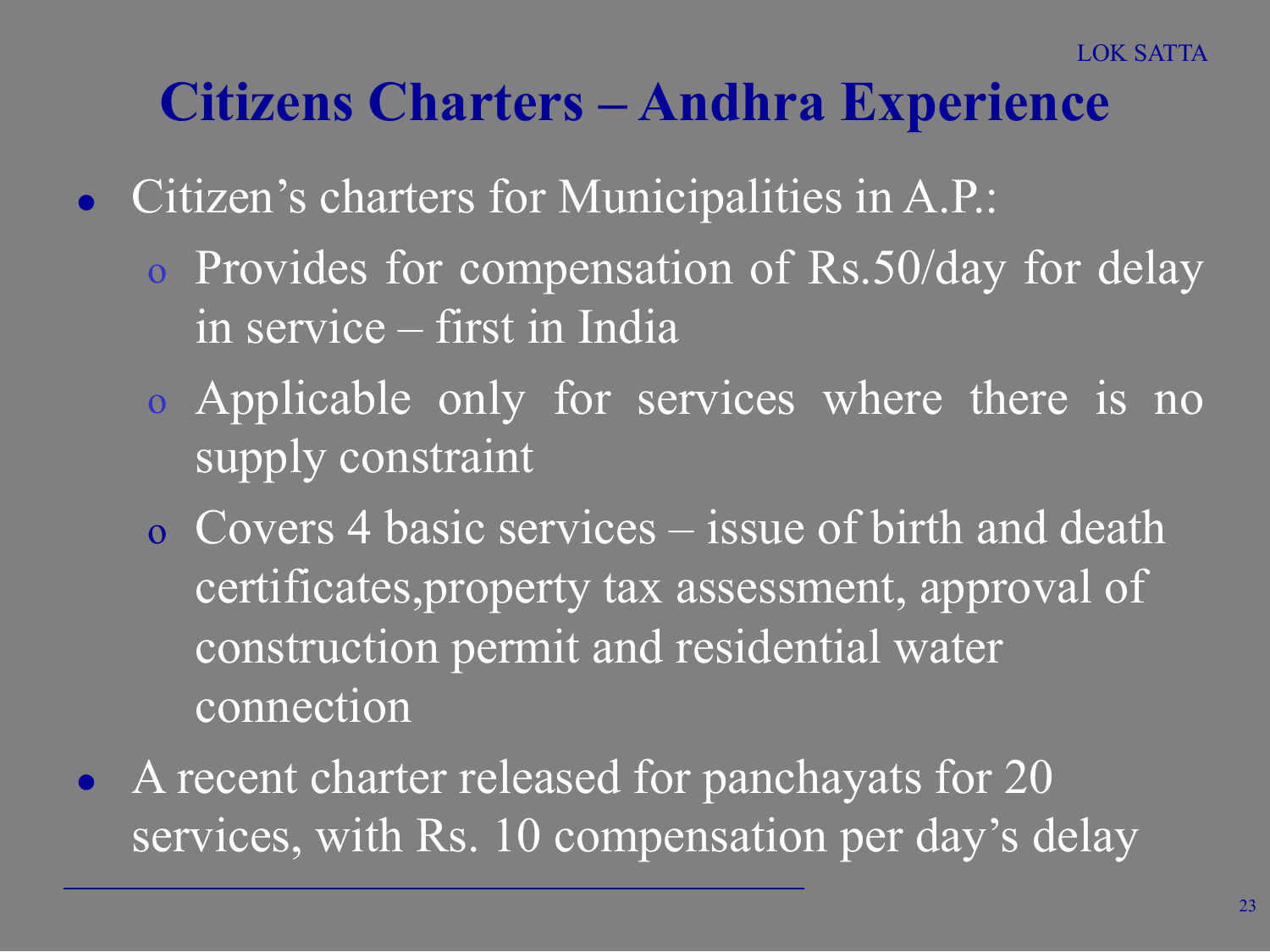# Citizens Charters – Andhra Experience

- Citizen's charters for Municipalities in A.P.:
  - Provides for compensation of Rs.50/day for delay in service – first in India
  - Applicable only for services where there is no supply constraint
  - Covers 4 basic services – issue of birth and death certificates,property tax assessment, approval of construction permit and residential water connection
- A recent charter released for panchayats for 20 services, with Rs. 10 compensation per day's delay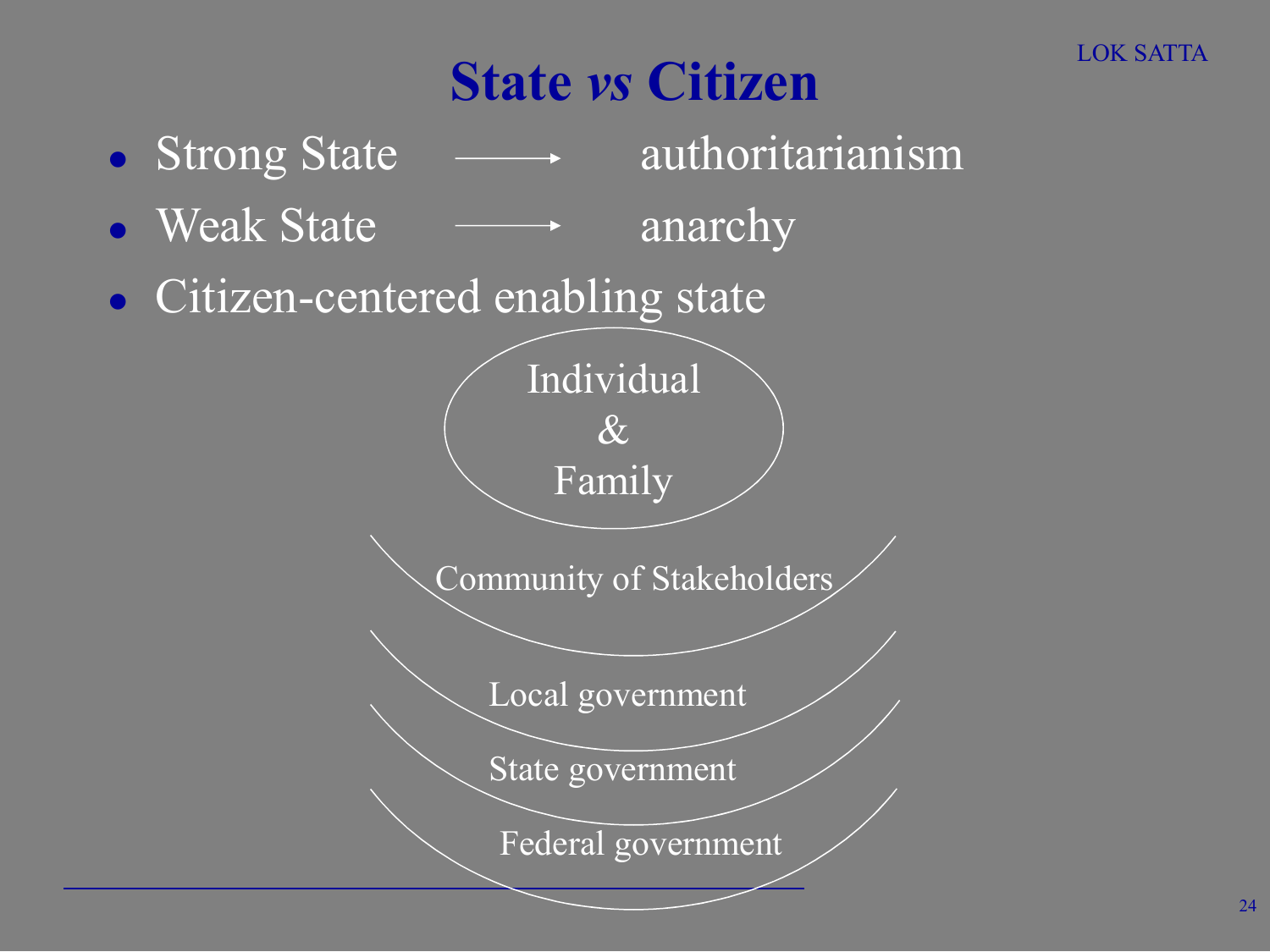# State *vs* Citizen

- Strong State → authoritarianism
- Weak State → anarchy
- Citizen-centered enabling state

Individual & Family

Community of Stakeholders

Local government

State government

Federal government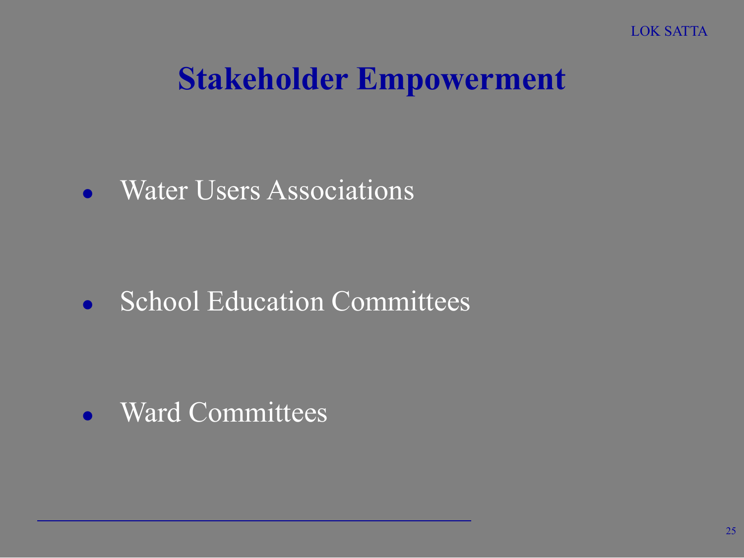# Stakeholder Empowerment

- Water Users Associations
- School Education Committees
- Ward Committees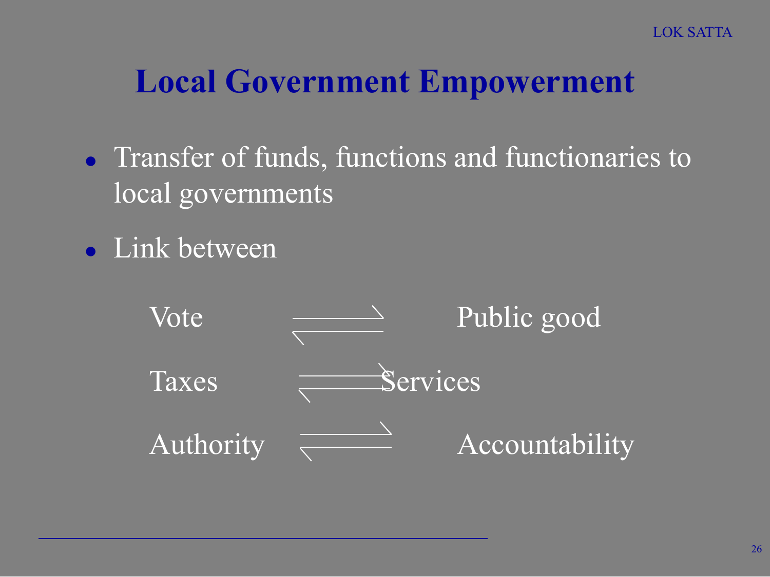# Local Government Empowerment

- Transfer of funds, functions and functionaries to local governments
- Link between

| | | |
|---|---|---|
| Vote | ⇌ | Public good |
| Taxes | ⇌ | Services |
| Authority | ⇌ | Accountability |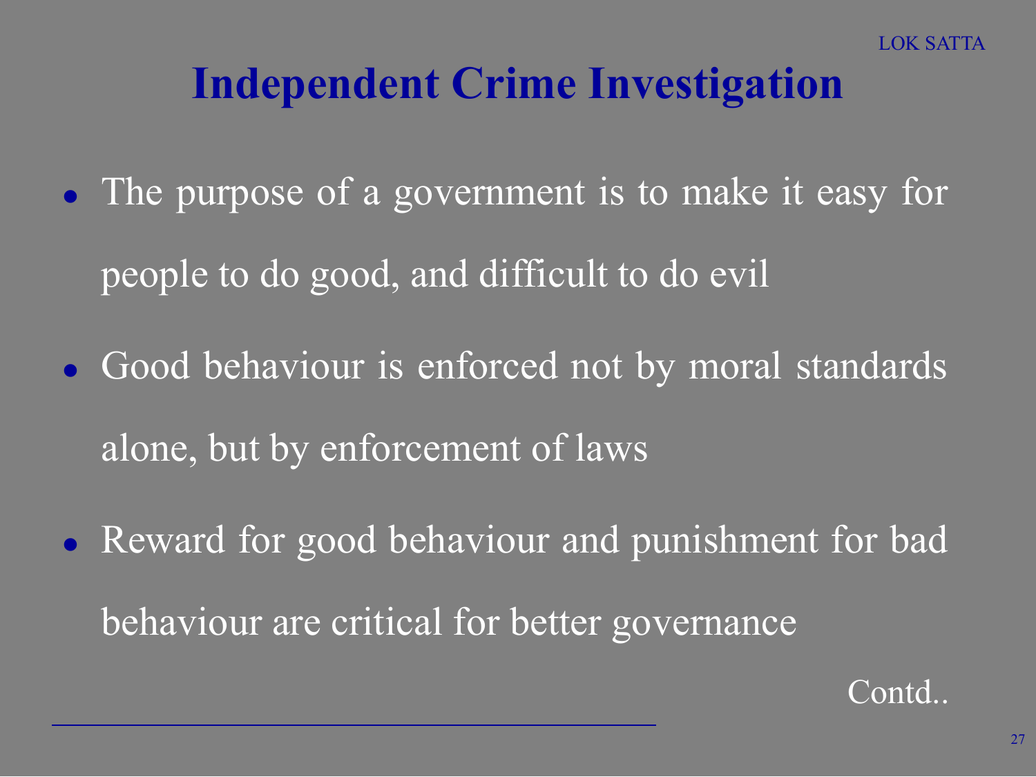# Independent Crime Investigation

- The purpose of a government is to make it easy for people to do good, and difficult to do evil
- Good behaviour is enforced not by moral standards alone, but by enforcement of laws
- Reward for good behaviour and punishment for bad behaviour are critical for better governance

Contd..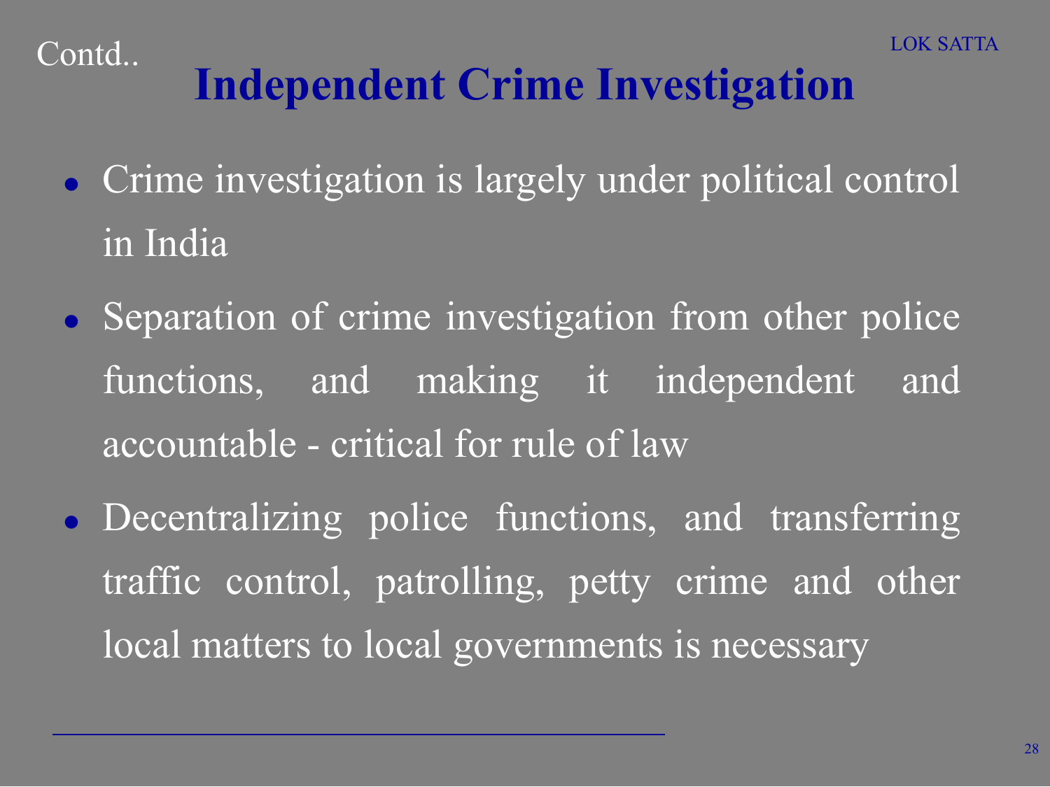Contd..

# Independent Crime Investigation

- Crime investigation is largely under political control in India
- Separation of crime investigation from other police functions, and making it independent and accountable - critical for rule of law
- Decentralizing police functions, and transferring traffic control, patrolling, petty crime and other local matters to local governments is necessary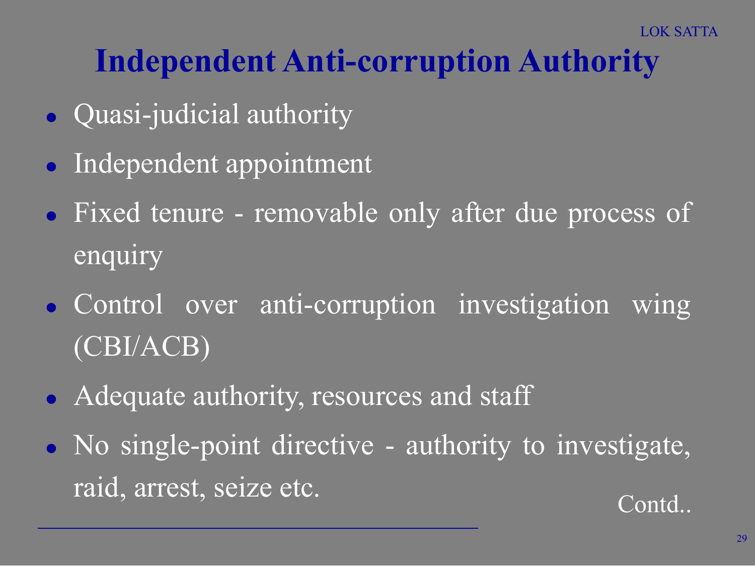# Independent Anti-corruption Authority

- Quasi-judicial authority
- Independent appointment
- Fixed tenure - removable only after due process of enquiry
- Control over anti-corruption investigation wing (CBI/ACB)
- Adequate authority, resources and staff
- No single-point directive - authority to investigate, raid, arrest, seize etc.

Contd..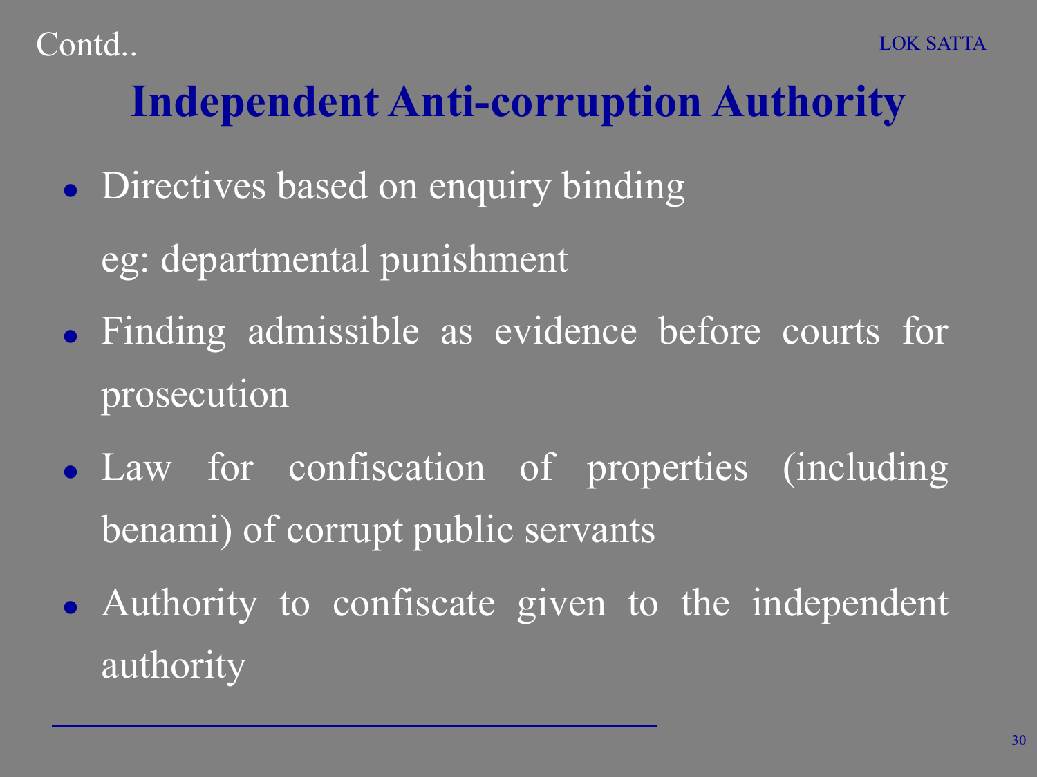Contd..

# Independent Anti-corruption Authority

- Directives based on enquiry binding

  eg: departmental punishment

- Finding admissible as evidence before courts for prosecution
- Law for confiscation of properties (including benami) of corrupt public servants
- Authority to confiscate given to the independent authority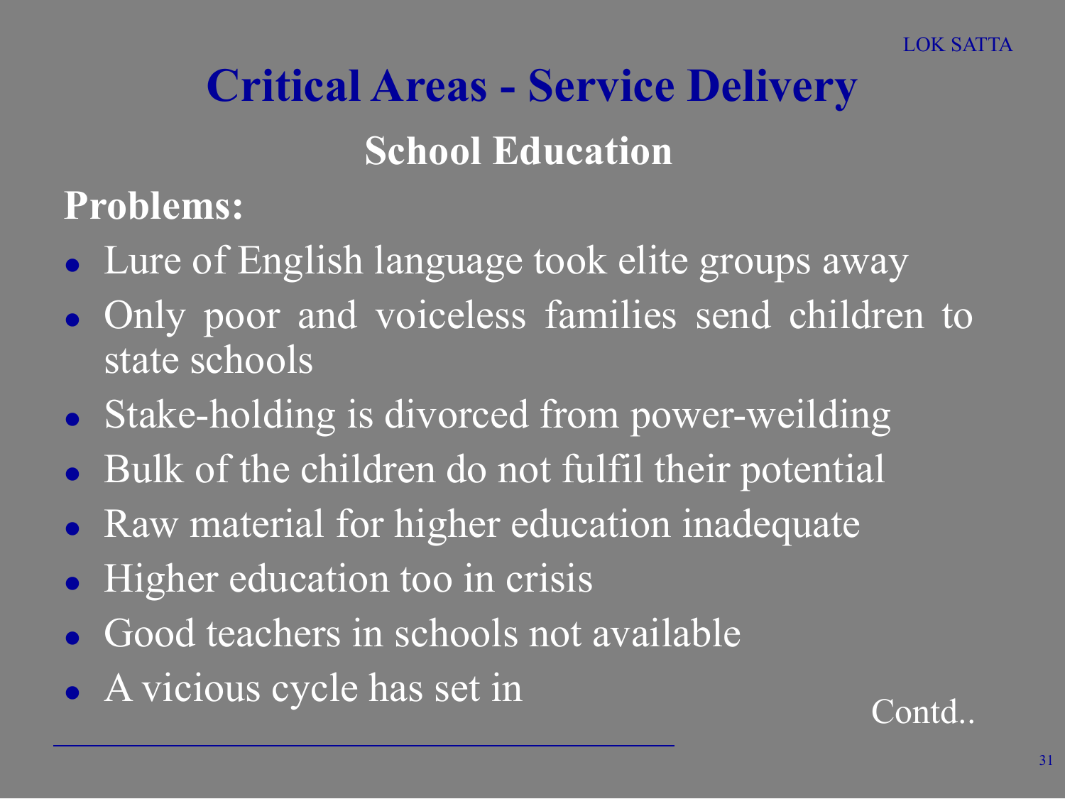# Critical Areas - Service Delivery

## School Education

**Problems:**

- Lure of English language took elite groups away
- Only poor and voiceless families send children to state schools
- Stake-holding is divorced from power-weilding
- Bulk of the children do not fulfil their potential
- Raw material for higher education inadequate
- Higher education too in crisis
- Good teachers in schools not available
- A vicious cycle has set in

Contd..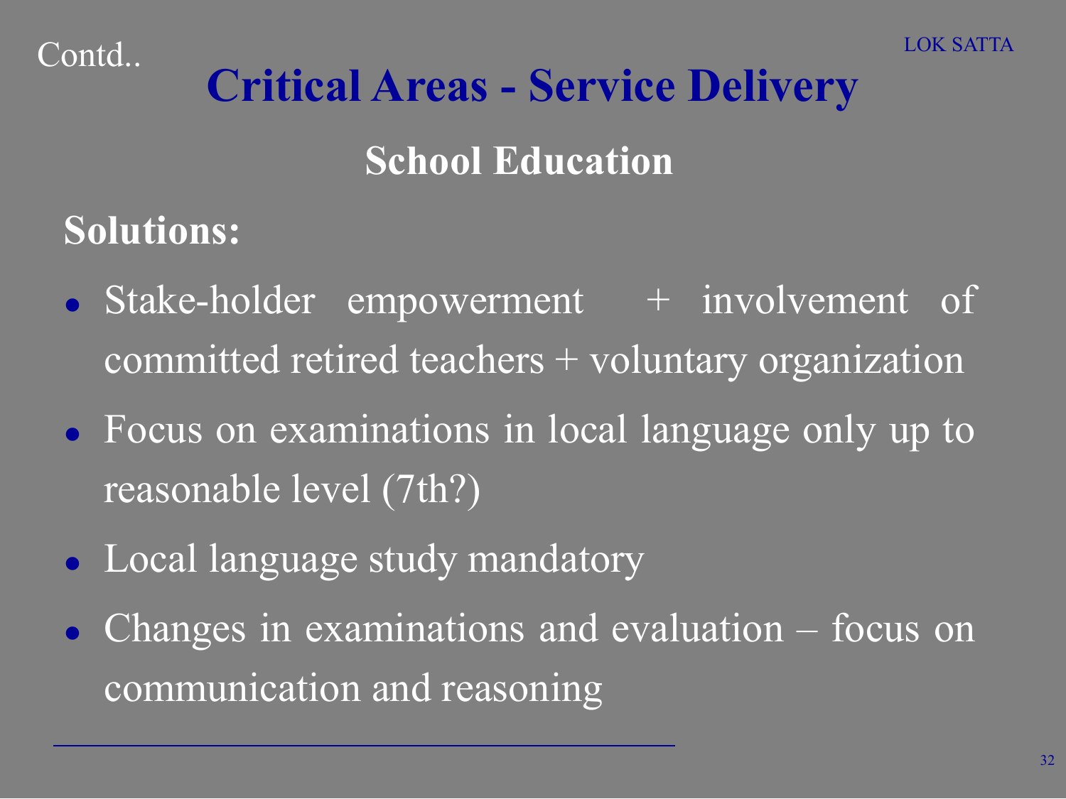Contd..

# Critical Areas - Service Delivery

## School Education

**Solutions:**

- Stake-holder empowerment + involvement of committed retired teachers + voluntary organization
- Focus on examinations in local language only up to reasonable level (7th?)
- Local language study mandatory
- Changes in examinations and evaluation – focus on communication and reasoning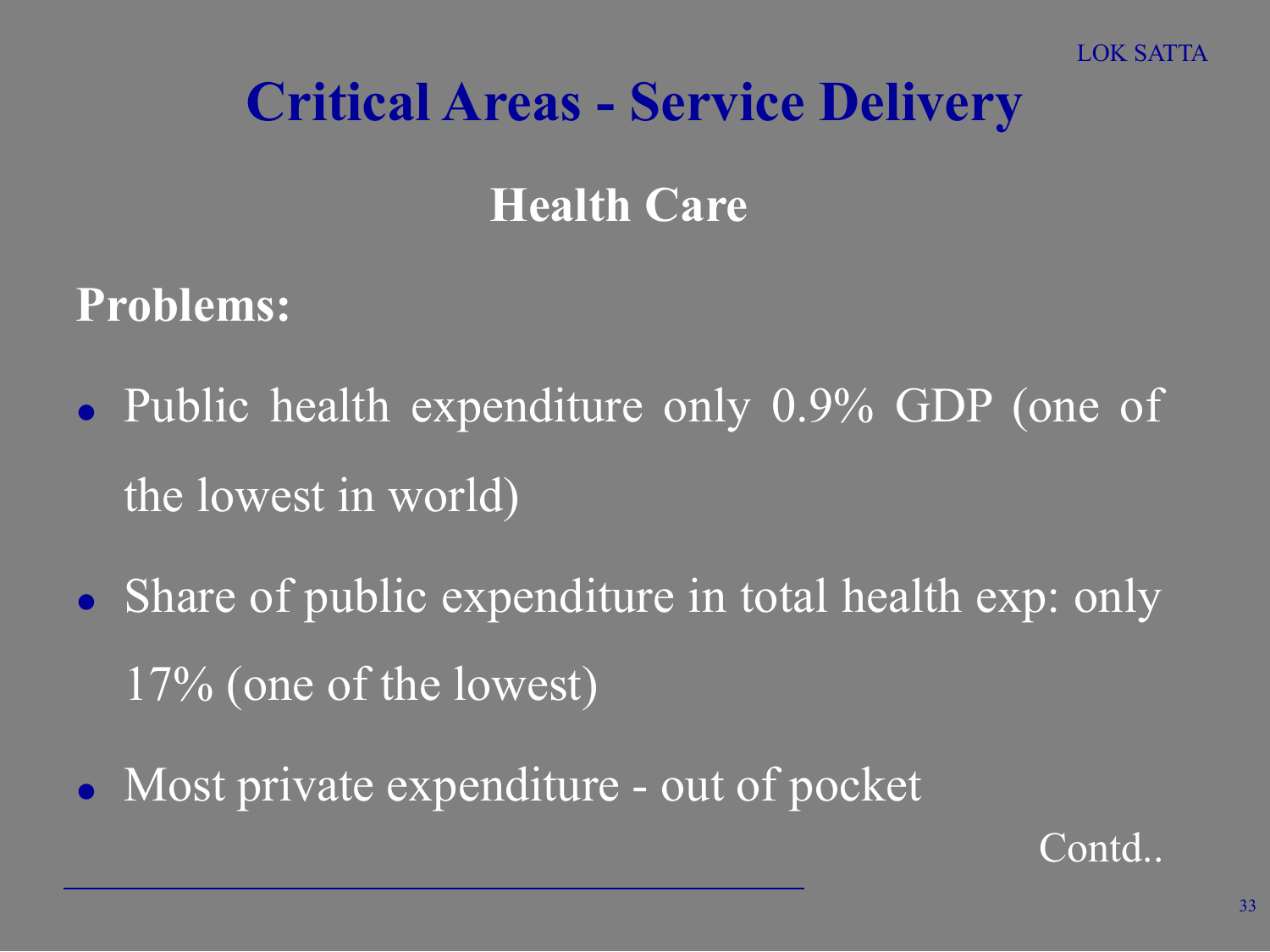# Critical Areas - Service Delivery

## Health Care

**Problems:**

- Public health expenditure only 0.9% GDP (one of the lowest in world)
- Share of public expenditure in total health exp: only 17% (one of the lowest)
- Most private expenditure - out of pocket

Contd..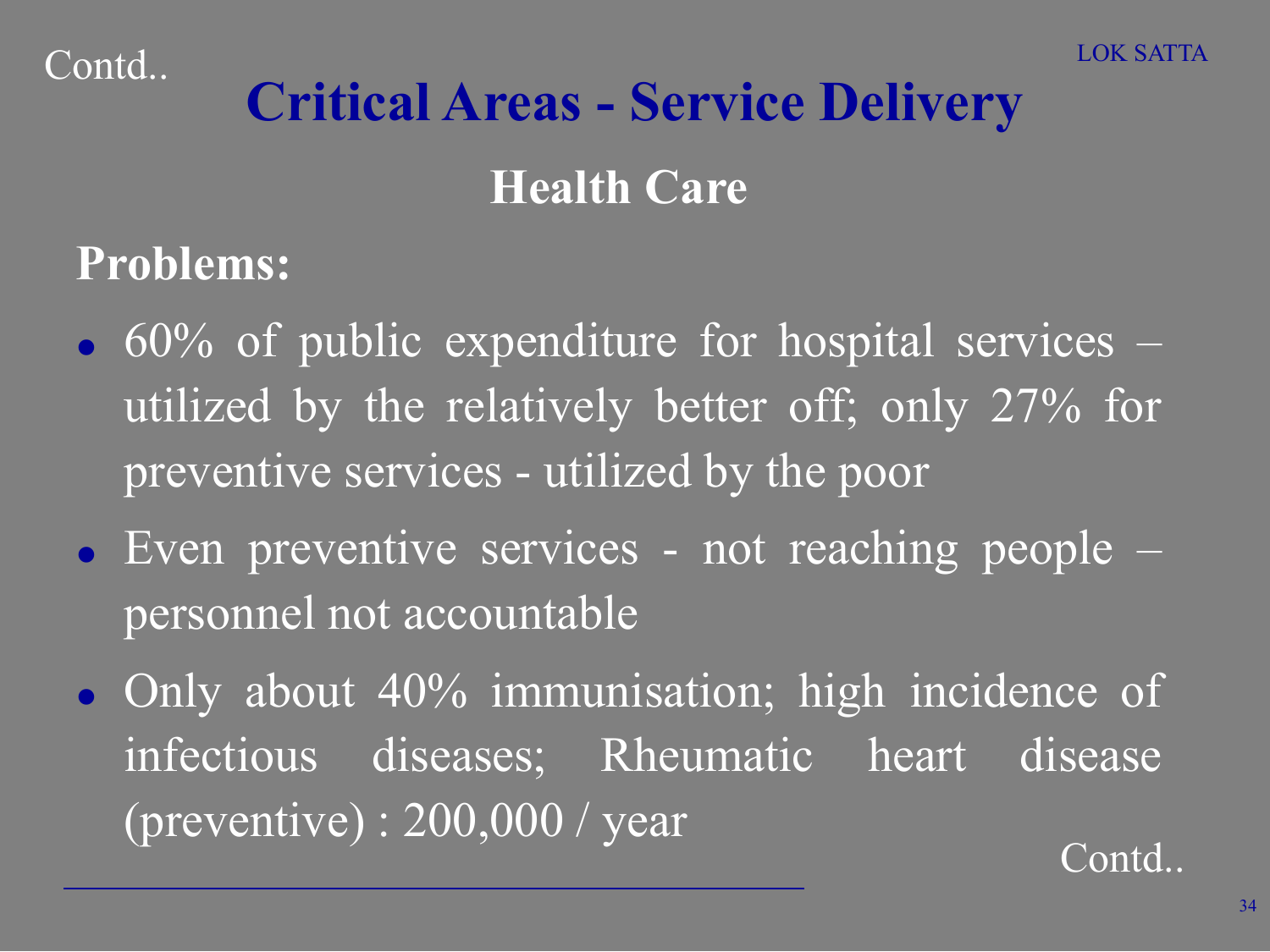Contd..

# Critical Areas - Service Delivery

## Health Care

**Problems:**

- 60% of public expenditure for hospital services – utilized by the relatively better off; only 27% for preventive services - utilized by the poor
- Even preventive services - not reaching people – personnel not accountable
- Only about 40% immunisation; high incidence of infectious diseases; Rheumatic heart disease (preventive) : 200,000 / year

Contd..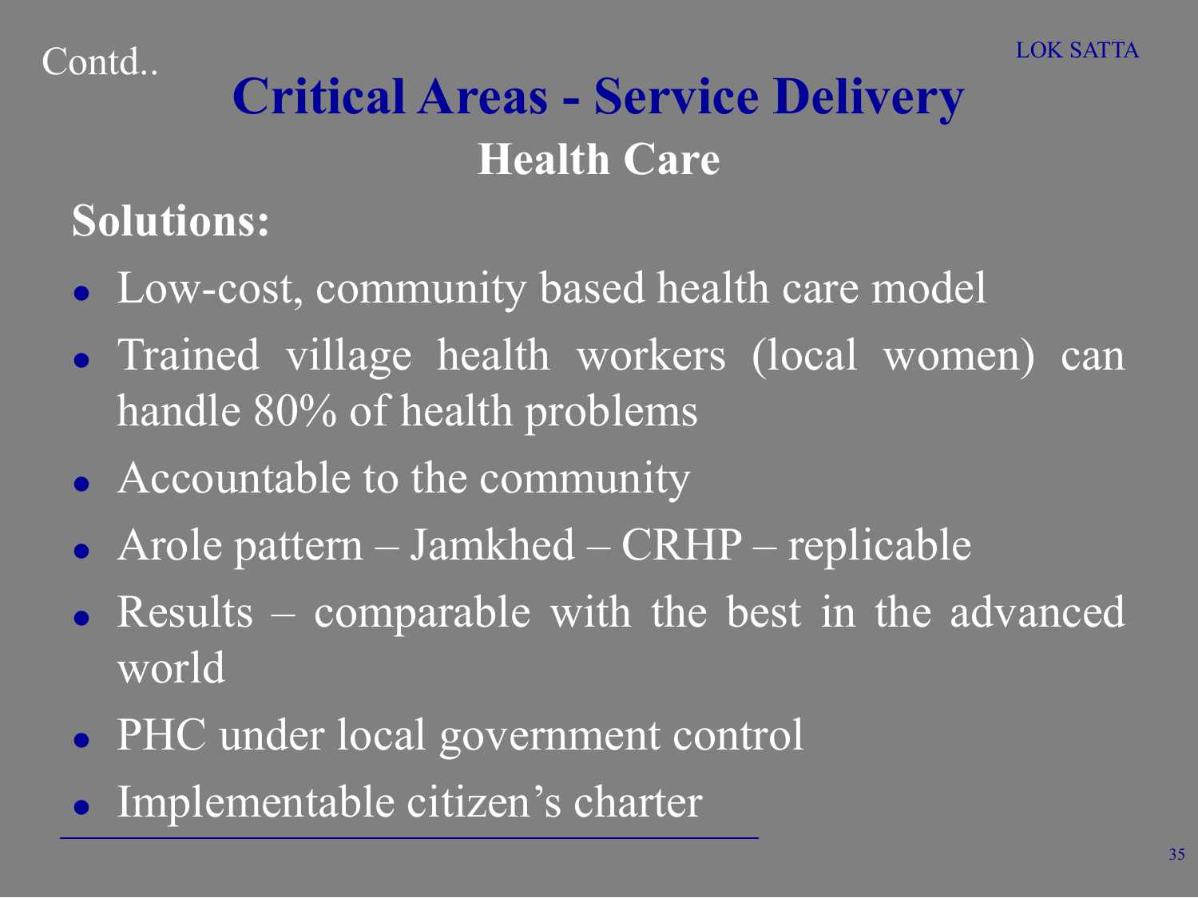Contd..

# Critical Areas - Service Delivery

## Health Care

**Solutions:**

- Low-cost, community based health care model
- Trained village health workers (local women) can handle 80% of health problems
- Accountable to the community
- Arole pattern – Jamkhed – CRHP – replicable
- Results – comparable with the best in the advanced world
- PHC under local government control
- Implementable citizen's charter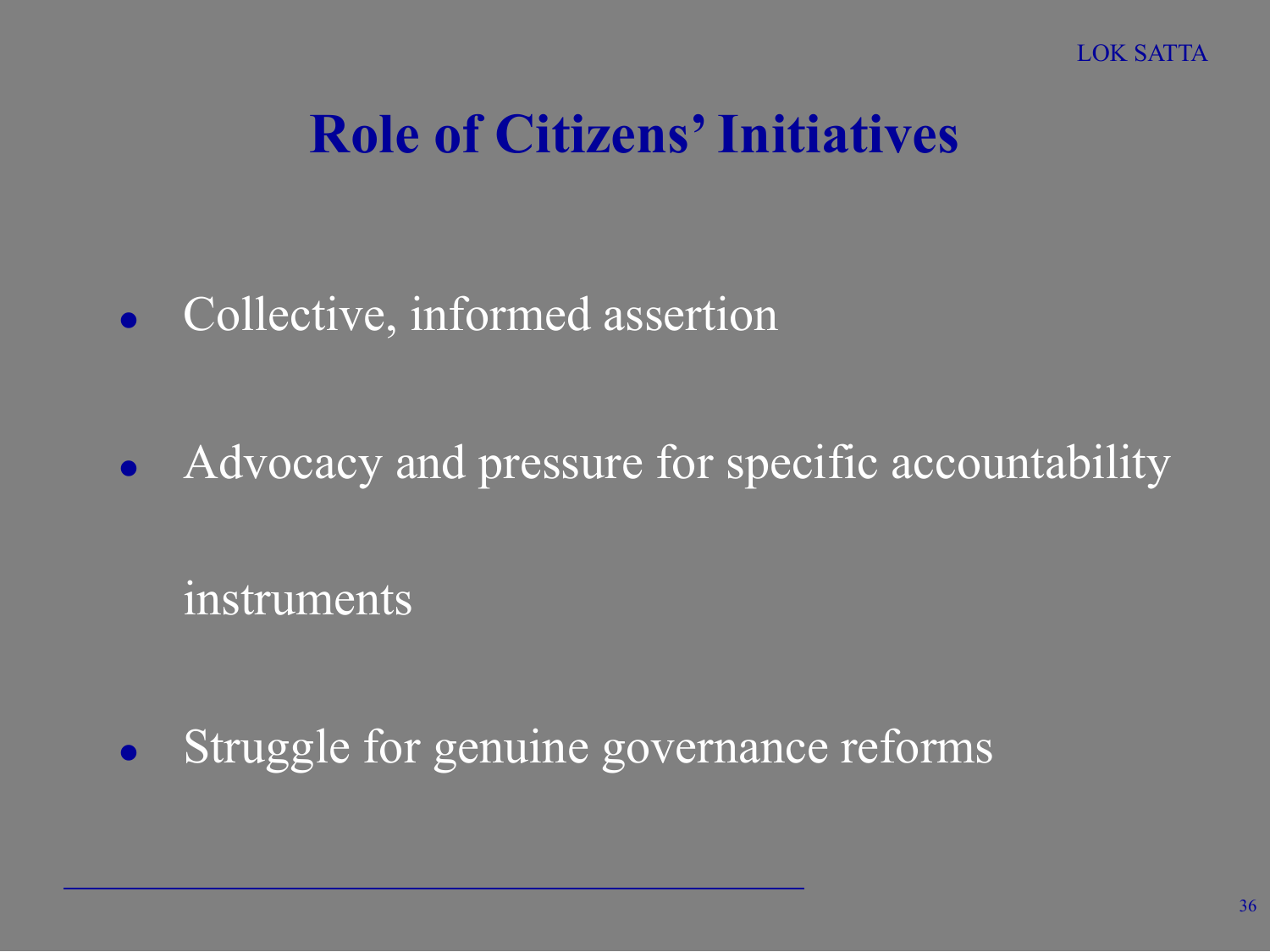# Role of Citizens' Initiatives

- Collective, informed assertion
- Advocacy and pressure for specific accountability instruments
- Struggle for genuine governance reforms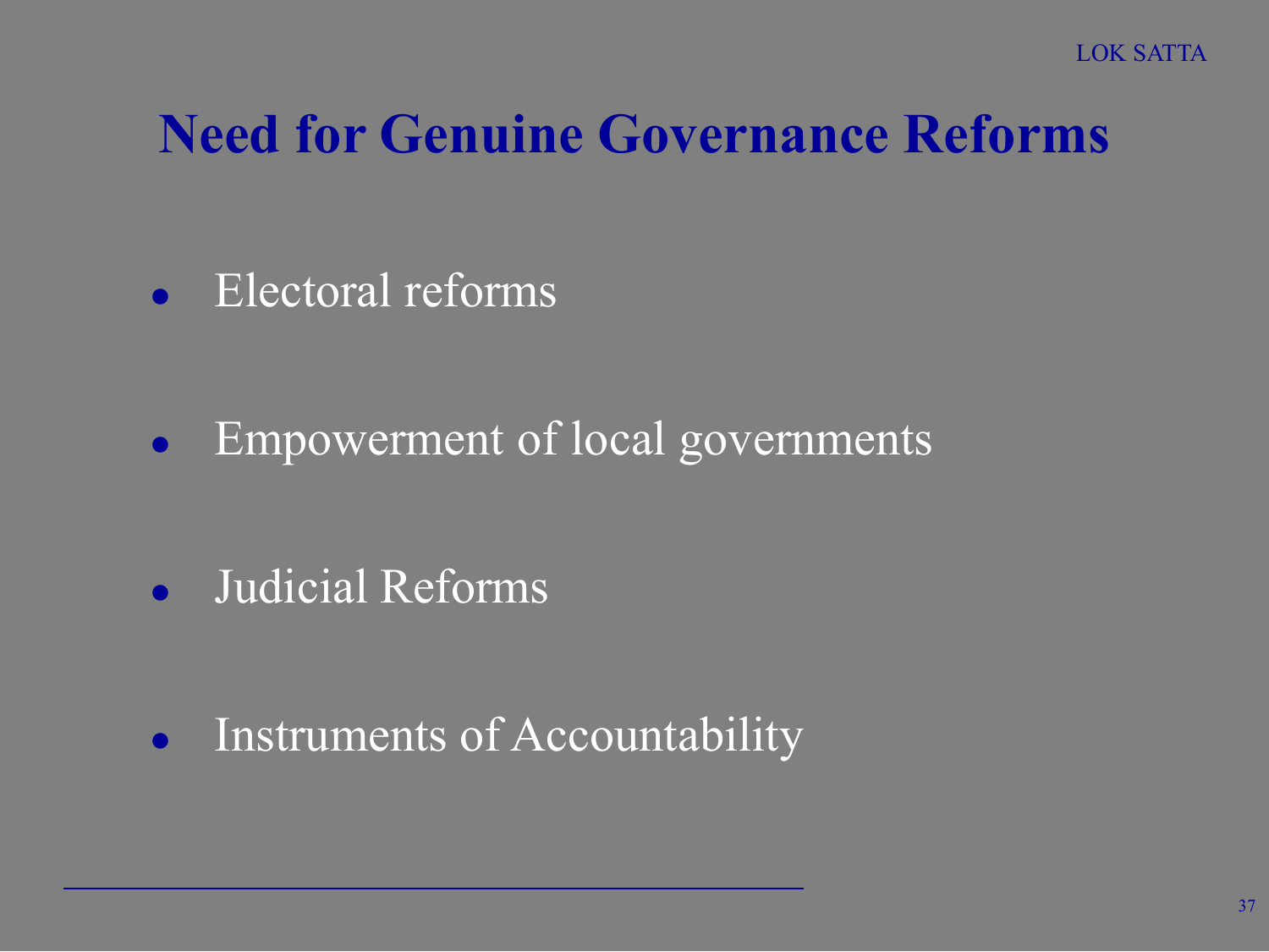# Need for Genuine Governance Reforms

- Electoral reforms
- Empowerment of local governments
- Judicial Reforms
- Instruments of Accountability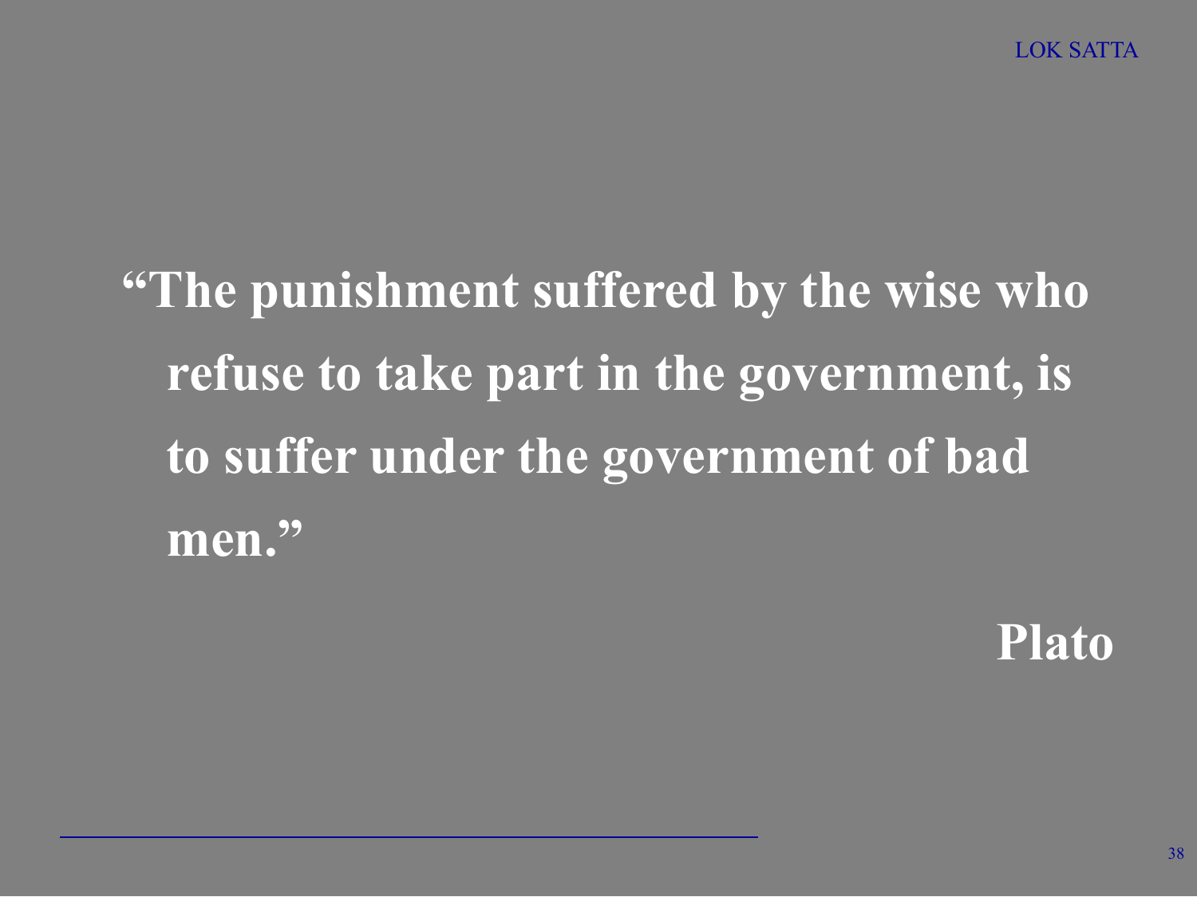**"The punishment suffered by the wise who refuse to take part in the government, is to suffer under the government of bad men."**

**Plato**